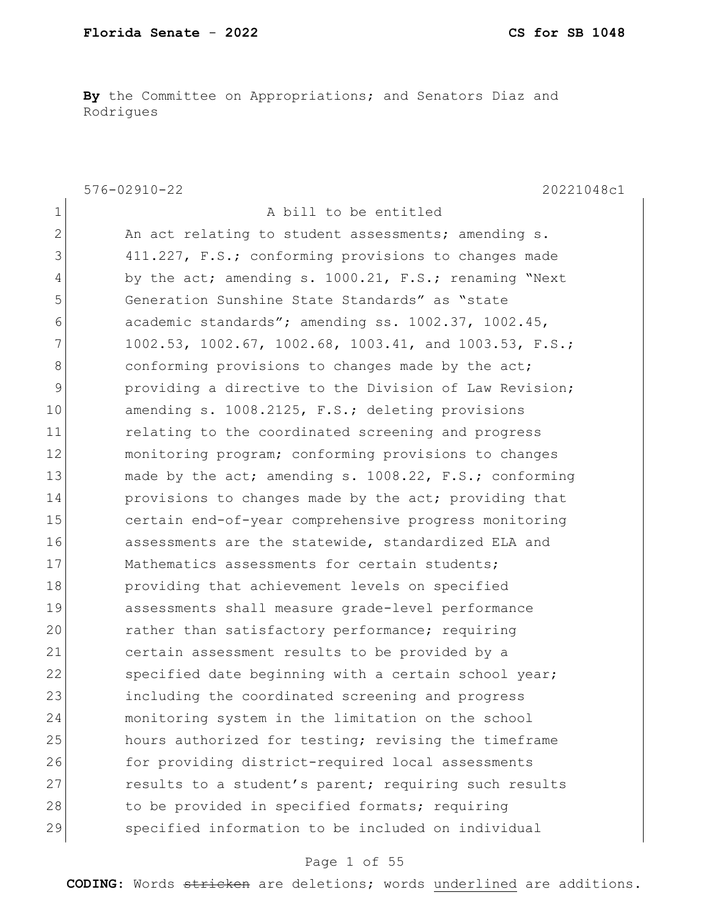**By** the Committee on Appropriations; and Senators Diaz and Rodrigues

576-02910-22 20221048c1

1 A bill to be entitled
2 An act relating to student assessments; amending s.
3 411.227, F.S.; conforming provisions to changes made
4 by the act; amending s. 1000.21, F.S.; renaming "Next
5 Generation Sunshine State Standards" as "state
6 academic standards"; amending ss. 1002.37, 1002.45,
7 1002.53, 1002.67, 1002.68, 1003.41, and 1003.53, F.S.;
8 conforming provisions to changes made by the act;
9 providing a directive to the Division of Law Revision;
10 amending s. 1008.2125, F.S.; deleting provisions
11 relating to the coordinated screening and progress
12 monitoring program; conforming provisions to changes
13 made by the act; amending s. 1008.22, F.S.; conforming
14 provisions to changes made by the act; providing that
15 certain end-of-year comprehensive progress monitoring
16 assessments are the statewide, standardized ELA and
17 Mathematics assessments for certain students;
18 providing that achievement levels on specified
19 assessments shall measure grade-level performance
20 rather than satisfactory performance; requiring
21 certain assessment results to be provided by a
22 specified date beginning with a certain school year;
23 including the coordinated screening and progress
24 monitoring system in the limitation on the school
25 hours authorized for testing; revising the timeframe
26 for providing district-required local assessments
27 results to a student's parent; requiring such results
28 to be provided in specified formats; requiring
29 specified information to be included on individual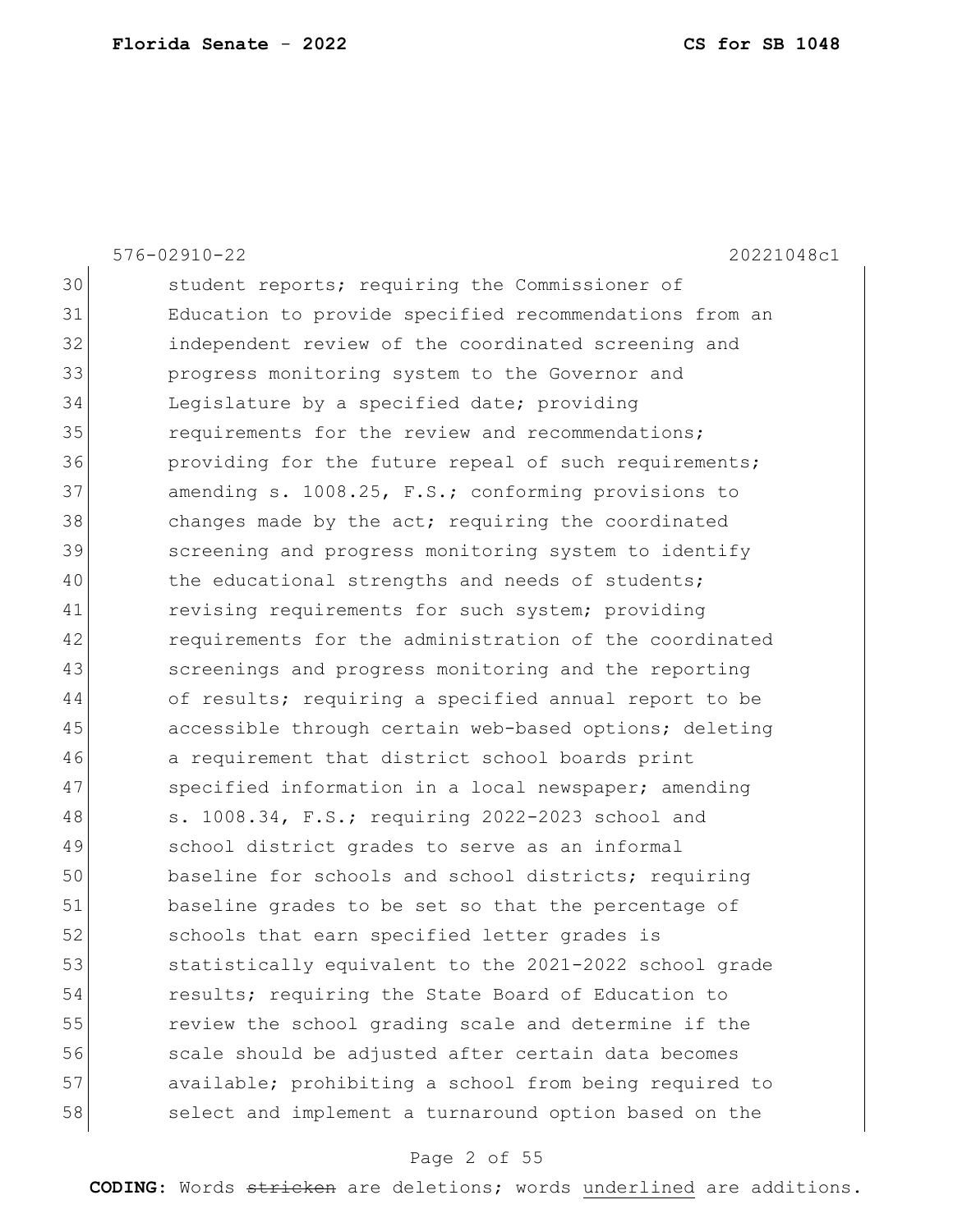30 student reports; requiring the Commissioner of
31 Education to provide specified recommendations from an
32 independent review of the coordinated screening and
33 progress monitoring system to the Governor and
34 Legislature by a specified date; providing
35 requirements for the review and recommendations;
36 providing for the future repeal of such requirements;
37 amending s. 1008.25, F.S.; conforming provisions to
38 changes made by the act; requiring the coordinated
39 screening and progress monitoring system to identify
40 the educational strengths and needs of students;
41 revising requirements for such system; providing
42 requirements for the administration of the coordinated
43 screenings and progress monitoring and the reporting
44 of results; requiring a specified annual report to be
45 accessible through certain web-based options; deleting
46 a requirement that district school boards print
47 specified information in a local newspaper; amending
48 s. 1008.34, F.S.; requiring 2022-2023 school and
49 school district grades to serve as an informal
50 baseline for schools and school districts; requiring
51 baseline grades to be set so that the percentage of
52 schools that earn specified letter grades is
53 statistically equivalent to the 2021-2022 school grade
54 results; requiring the State Board of Education to
55 review the school grading scale and determine if the
56 scale should be adjusted after certain data becomes
57 available; prohibiting a school from being required to
58 select and implement a turnaround option based on the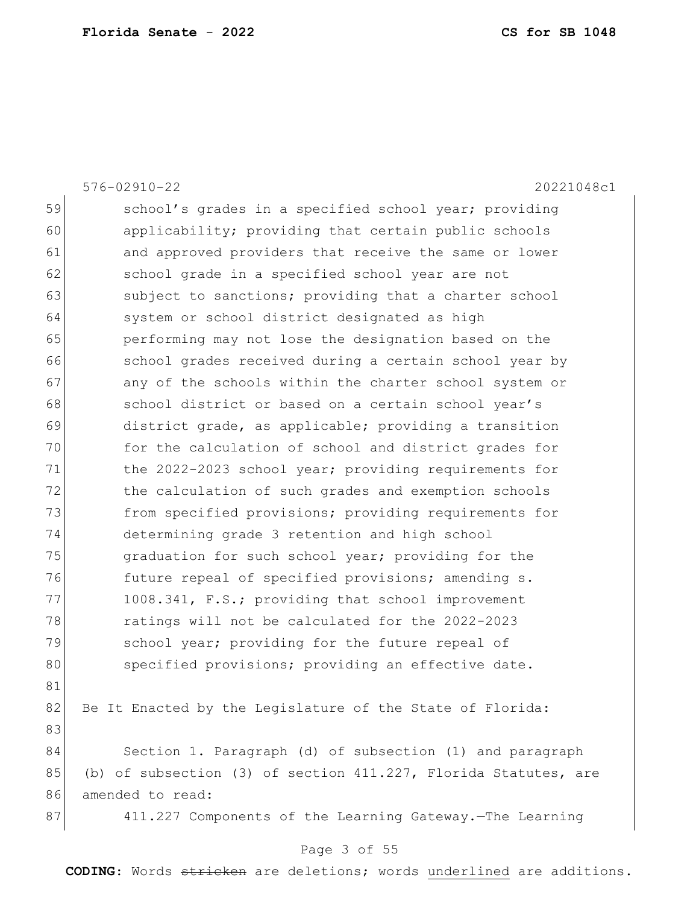school's grades in a specified school year; providing applicability; providing that certain public schools and approved providers that receive the same or lower school grade in a specified school year are not subject to sanctions; providing that a charter school system or school district designated as high performing may not lose the designation based on the school grades received during a certain school year by any of the schools within the charter school system or school district or based on a certain school year's district grade, as applicable; providing a transition for the calculation of school and district grades for the 2022-2023 school year; providing requirements for the calculation of such grades and exemption schools from specified provisions; providing requirements for determining grade 3 retention and high school graduation for such school year; providing for the future repeal of specified provisions; amending s. 1008.341, F.S.; providing that school improvement ratings will not be calculated for the 2022-2023 school year; providing for the future repeal of specified provisions; providing an effective date.

Be It Enacted by the Legislature of the State of Florida:

Section 1. Paragraph (d) of subsection (1) and paragraph (b) of subsection (3) of section 411.227, Florida Statutes, are amended to read:

411.227 Components of the Learning Gateway.—The Learning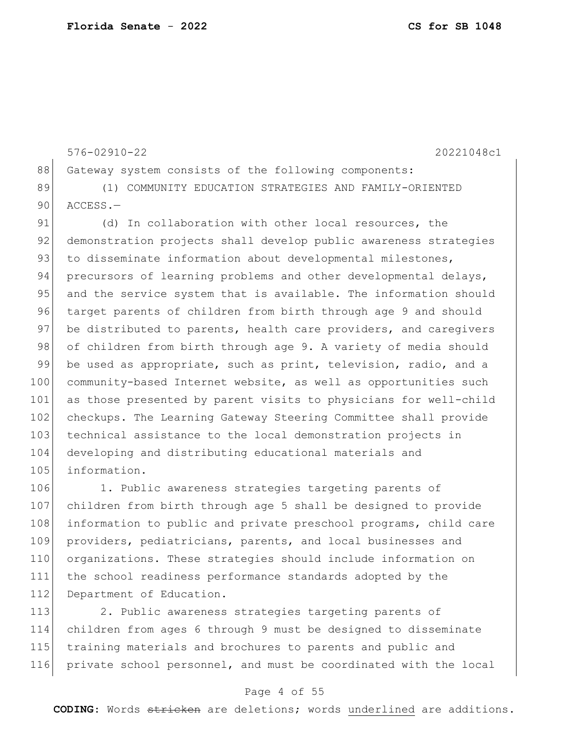Gateway system consists of the following components:

(1) COMMUNITY EDUCATION STRATEGIES AND FAMILY-ORIENTED ACCESS.—

(d) In collaboration with other local resources, the demonstration projects shall develop public awareness strategies to disseminate information about developmental milestones, precursors of learning problems and other developmental delays, and the service system that is available. The information should target parents of children from birth through age 9 and should be distributed to parents, health care providers, and caregivers of children from birth through age 9. A variety of media should be used as appropriate, such as print, television, radio, and a community-based Internet website, as well as opportunities such as those presented by parent visits to physicians for well-child checkups. The Learning Gateway Steering Committee shall provide technical assistance to the local demonstration projects in developing and distributing educational materials and information.

1. Public awareness strategies targeting parents of children from birth through age 5 shall be designed to provide information to public and private preschool programs, child care providers, pediatricians, parents, and local businesses and organizations. These strategies should include information on the school readiness performance standards adopted by the Department of Education.

2. Public awareness strategies targeting parents of children from ages 6 through 9 must be designed to disseminate training materials and brochures to parents and public and private school personnel, and must be coordinated with the local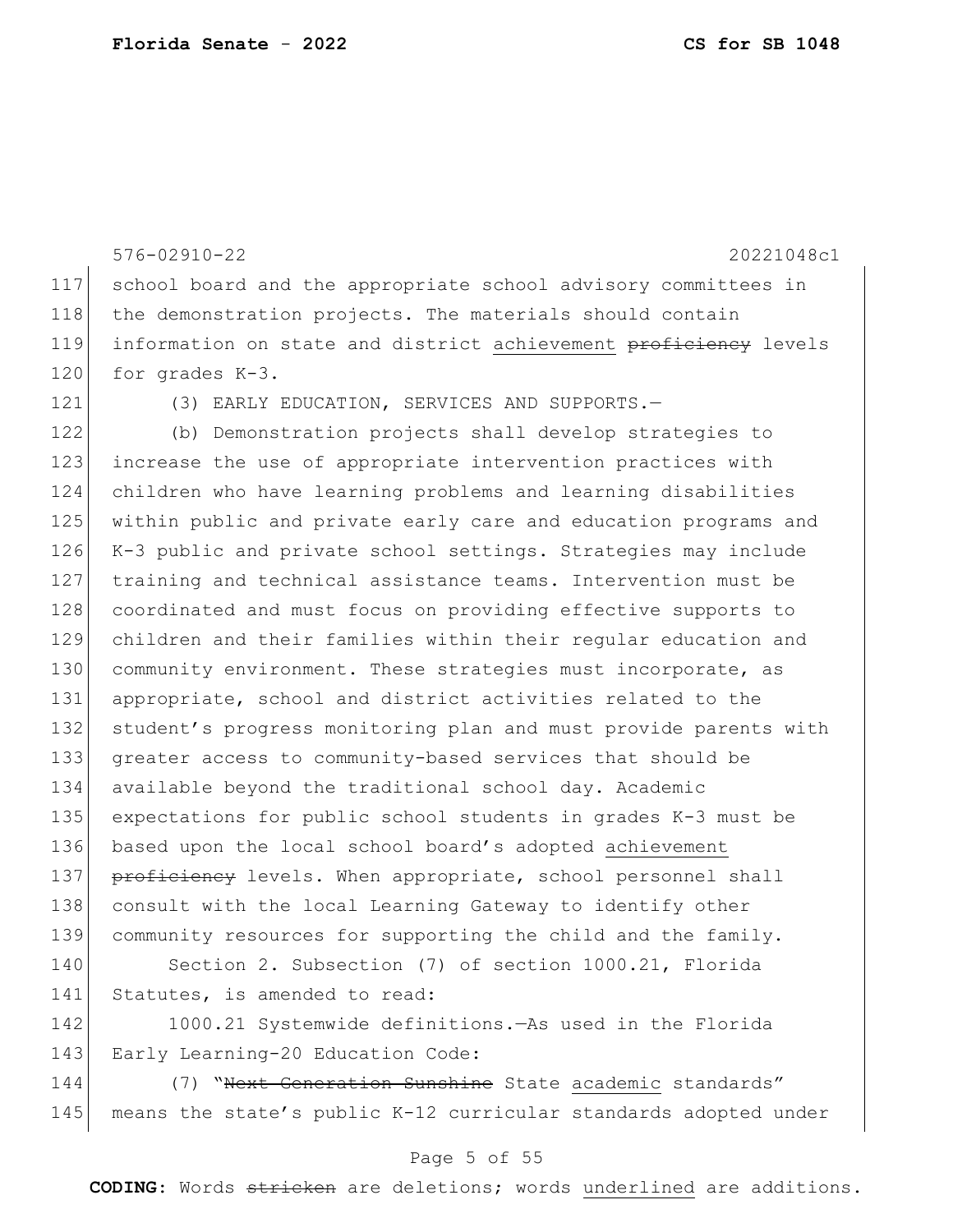school board and the appropriate school advisory committees in the demonstration projects. The materials should contain information on state and district achievement ~~proficiency~~ levels for grades K-3.

(3) EARLY EDUCATION, SERVICES AND SUPPORTS.—

(b) Demonstration projects shall develop strategies to increase the use of appropriate intervention practices with children who have learning problems and learning disabilities within public and private early care and education programs and K-3 public and private school settings. Strategies may include training and technical assistance teams. Intervention must be coordinated and must focus on providing effective supports to children and their families within their regular education and community environment. These strategies must incorporate, as appropriate, school and district activities related to the student's progress monitoring plan and must provide parents with greater access to community-based services that should be available beyond the traditional school day. Academic expectations for public school students in grades K-3 must be based upon the local school board's adopted achievement ~~proficiency~~ levels. When appropriate, school personnel shall consult with the local Learning Gateway to identify other community resources for supporting the child and the family.

Section 2. Subsection (7) of section 1000.21, Florida Statutes, is amended to read:

1000.21 Systemwide definitions.—As used in the Florida Early Learning-20 Education Code:

(7) "~~Next Generation Sunshine~~ State academic standards" means the state's public K-12 curricular standards adopted under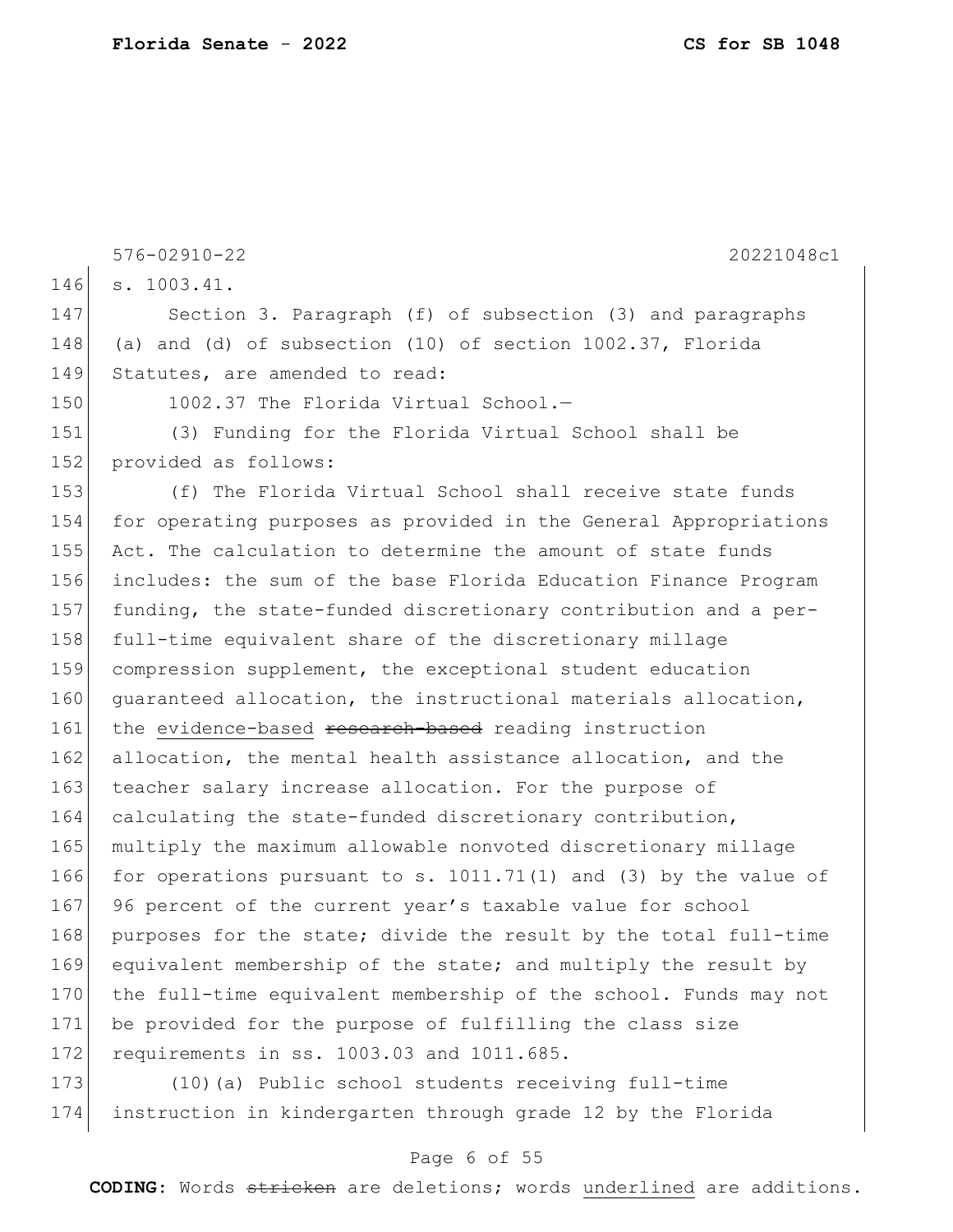s. 1003.41.

Section 3. Paragraph (f) of subsection (3) and paragraphs (a) and (d) of subsection (10) of section 1002.37, Florida Statutes, are amended to read:

1002.37 The Florida Virtual School.—

(3) Funding for the Florida Virtual School shall be provided as follows:

(f) The Florida Virtual School shall receive state funds for operating purposes as provided in the General Appropriations Act. The calculation to determine the amount of state funds includes: the sum of the base Florida Education Finance Program funding, the state-funded discretionary contribution and a per-full-time equivalent share of the discretionary millage compression supplement, the exceptional student education guaranteed allocation, the instructional materials allocation, the <u>evidence-based</u> ~~research-based~~ reading instruction allocation, the mental health assistance allocation, and the teacher salary increase allocation. For the purpose of calculating the state-funded discretionary contribution, multiply the maximum allowable nonvoted discretionary millage for operations pursuant to s. 1011.71(1) and (3) by the value of 96 percent of the current year's taxable value for school purposes for the state; divide the result by the total full-time equivalent membership of the state; and multiply the result by the full-time equivalent membership of the school. Funds may not be provided for the purpose of fulfilling the class size requirements in ss. 1003.03 and 1011.685.

(10)(a) Public school students receiving full-time instruction in kindergarten through grade 12 by the Florida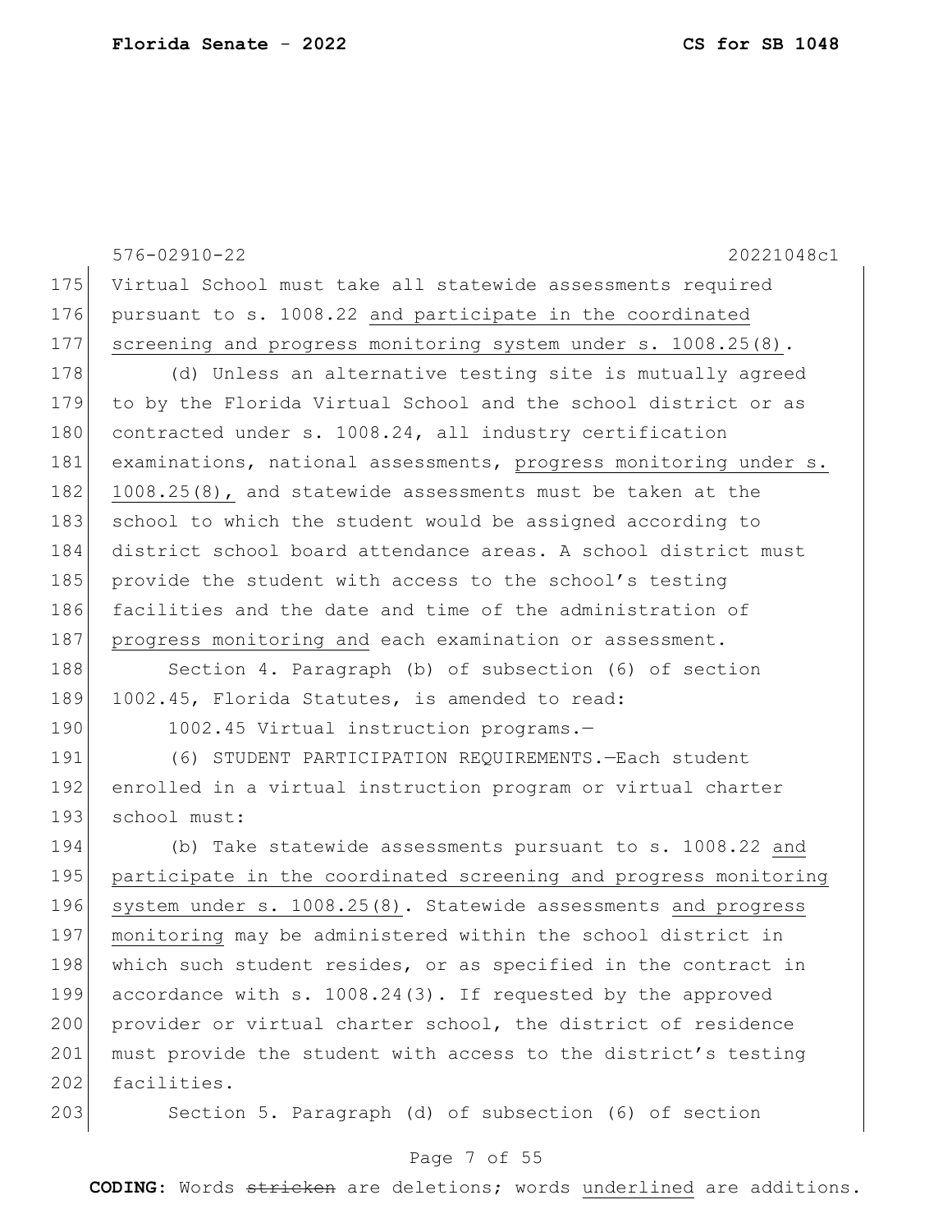Virtual School must take all statewide assessments required pursuant to s. 1008.22 <u>and participate in the coordinated screening and progress monitoring system under s. 1008.25(8)</u>.

(d) Unless an alternative testing site is mutually agreed to by the Florida Virtual School and the school district or as contracted under s. 1008.24, all industry certification examinations, national assessments, <u>progress monitoring under s. 1008.25(8),</u> and statewide assessments must be taken at the school to which the student would be assigned according to district school board attendance areas. A school district must provide the student with access to the school's testing facilities and the date and time of the administration of <u>progress monitoring and</u> each examination or assessment.

Section 4. Paragraph (b) of subsection (6) of section 1002.45, Florida Statutes, is amended to read:

1002.45 Virtual instruction programs.—

(6) STUDENT PARTICIPATION REQUIREMENTS.—Each student enrolled in a virtual instruction program or virtual charter school must:

(b) Take statewide assessments pursuant to s. 1008.22 <u>and participate in the coordinated screening and progress monitoring system under s. 1008.25(8)</u>. Statewide assessments <u>and progress monitoring</u> may be administered within the school district in which such student resides, or as specified in the contract in accordance with s. 1008.24(3). If requested by the approved provider or virtual charter school, the district of residence must provide the student with access to the district's testing facilities.

Section 5. Paragraph (d) of subsection (6) of section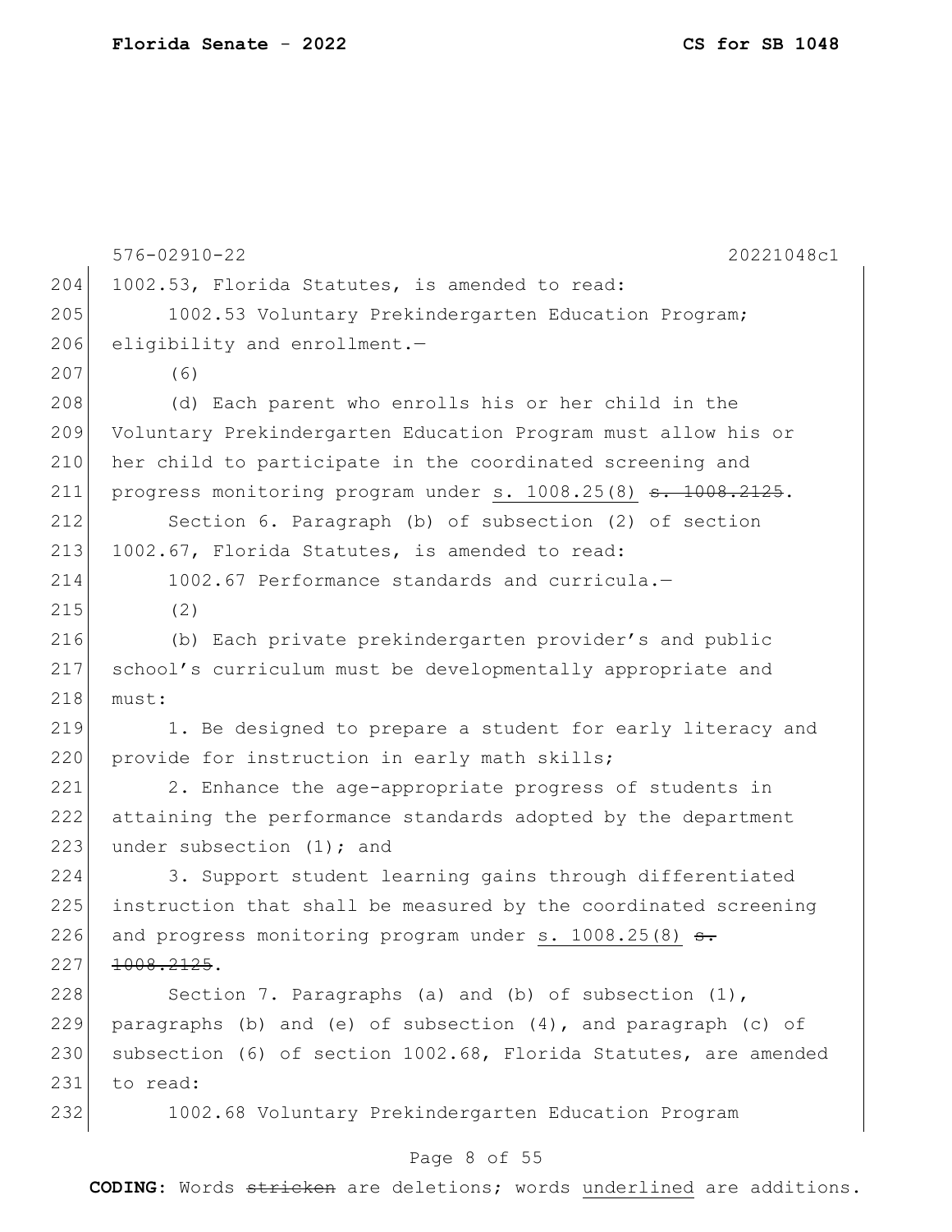1002.53, Florida Statutes, is amended to read:

1002.53 Voluntary Prekindergarten Education Program; eligibility and enrollment.—

(6)

(d) Each parent who enrolls his or her child in the Voluntary Prekindergarten Education Program must allow his or her child to participate in the coordinated screening and progress monitoring program under <u>s. 1008.25(8)</u> ~~s. 1008.2125~~.

Section 6. Paragraph (b) of subsection (2) of section 1002.67, Florida Statutes, is amended to read:

1002.67 Performance standards and curricula.—

(2)

(b) Each private prekindergarten provider's and public school's curriculum must be developmentally appropriate and must:

1. Be designed to prepare a student for early literacy and provide for instruction in early math skills;

2. Enhance the age-appropriate progress of students in attaining the performance standards adopted by the department under subsection (1); and

3. Support student learning gains through differentiated instruction that shall be measured by the coordinated screening and progress monitoring program under <u>s. 1008.25(8)</u> ~~s. 1008.2125~~.

Section 7. Paragraphs (a) and (b) of subsection (1), paragraphs (b) and (e) of subsection (4), and paragraph (c) of subsection (6) of section 1002.68, Florida Statutes, are amended to read:

1002.68 Voluntary Prekindergarten Education Program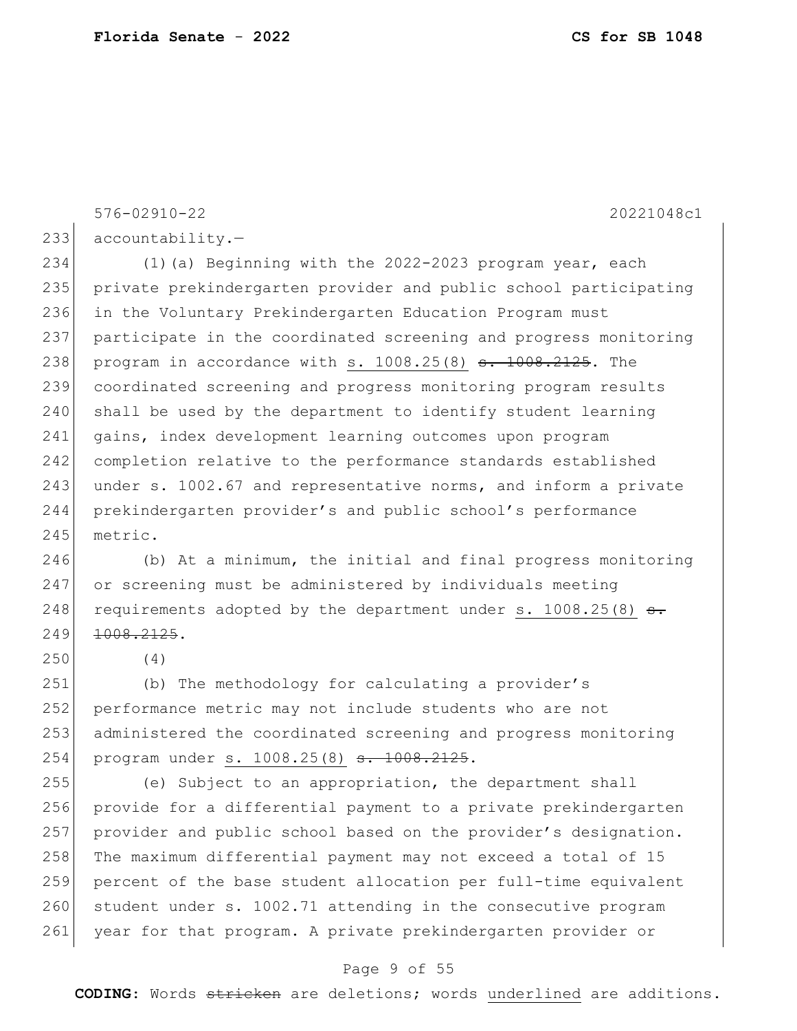accountability.—

(1)(a) Beginning with the 2022-2023 program year, each private prekindergarten provider and public school participating in the Voluntary Prekindergarten Education Program must participate in the coordinated screening and progress monitoring program in accordance with <u>s. 1008.25(8)</u> ~~s. 1008.2125~~. The coordinated screening and progress monitoring program results shall be used by the department to identify student learning gains, index development learning outcomes upon program completion relative to the performance standards established under s. 1002.67 and representative norms, and inform a private prekindergarten provider's and public school's performance metric.

(b) At a minimum, the initial and final progress monitoring or screening must be administered by individuals meeting requirements adopted by the department under <u>s. 1008.25(8)</u> ~~s. 1008.2125~~.

(4)

(b) The methodology for calculating a provider's performance metric may not include students who are not administered the coordinated screening and progress monitoring program under <u>s. 1008.25(8)</u> ~~s. 1008.2125~~.

(e) Subject to an appropriation, the department shall provide for a differential payment to a private prekindergarten provider and public school based on the provider's designation. The maximum differential payment may not exceed a total of 15 percent of the base student allocation per full-time equivalent student under s. 1002.71 attending in the consecutive program year for that program. A private prekindergarten provider or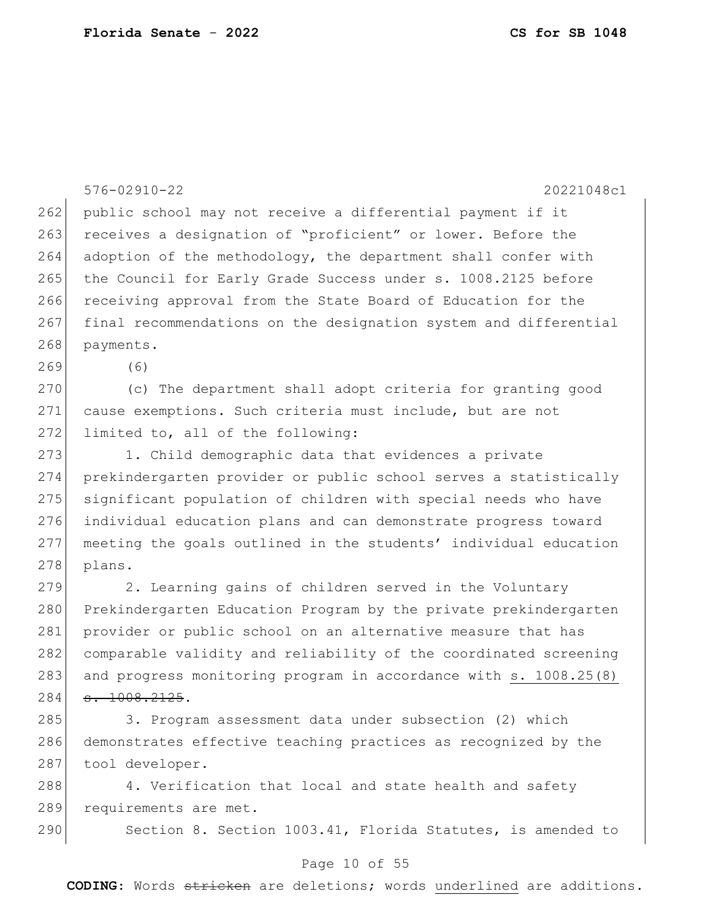public school may not receive a differential payment if it receives a designation of "proficient" or lower. Before the adoption of the methodology, the department shall confer with the Council for Early Grade Success under s. 1008.2125 before receiving approval from the State Board of Education for the final recommendations on the designation system and differential payments.

(6)

(c) The department shall adopt criteria for granting good cause exemptions. Such criteria must include, but are not limited to, all of the following:

1. Child demographic data that evidences a private prekindergarten provider or public school serves a statistically significant population of children with special needs who have individual education plans and can demonstrate progress toward meeting the goals outlined in the students' individual education plans.

2. Learning gains of children served in the Voluntary Prekindergarten Education Program by the private prekindergarten provider or public school on an alternative measure that has comparable validity and reliability of the coordinated screening and progress monitoring program in accordance with <u>s. 1008.25(8)</u> ~~s. 1008.2125~~.

3. Program assessment data under subsection (2) which demonstrates effective teaching practices as recognized by the tool developer.

4. Verification that local and state health and safety requirements are met.

Section 8. Section 1003.41, Florida Statutes, is amended to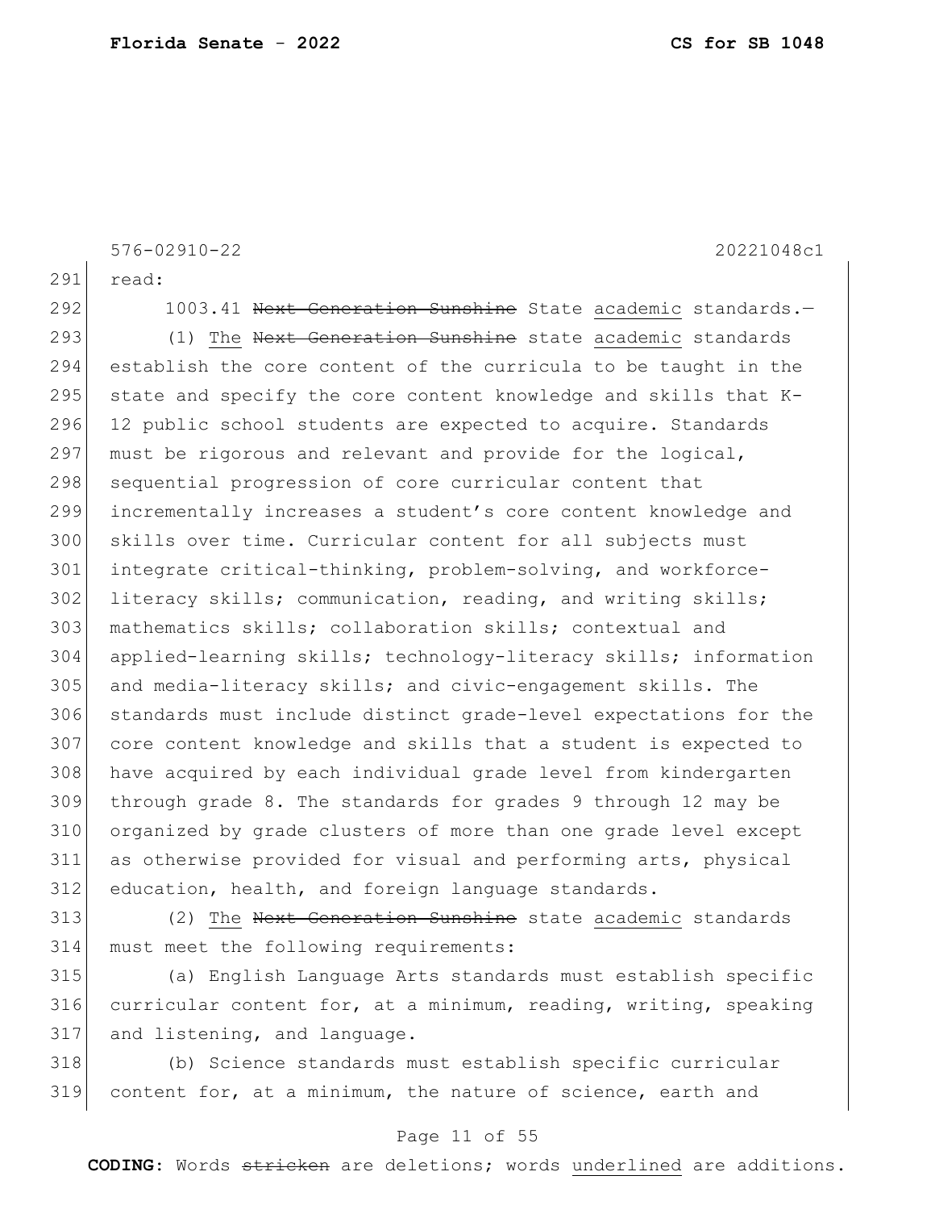read:

1003.41 ~~Next Generation Sunshine~~ State academic standards.—

(1) The ~~Next Generation Sunshine~~ state academic standards establish the core content of the curricula to be taught in the state and specify the core content knowledge and skills that K-12 public school students are expected to acquire. Standards must be rigorous and relevant and provide for the logical, sequential progression of core curricular content that incrementally increases a student's core content knowledge and skills over time. Curricular content for all subjects must integrate critical-thinking, problem-solving, and workforce-literacy skills; communication, reading, and writing skills; mathematics skills; collaboration skills; contextual and applied-learning skills; technology-literacy skills; information and media-literacy skills; and civic-engagement skills. The standards must include distinct grade-level expectations for the core content knowledge and skills that a student is expected to have acquired by each individual grade level from kindergarten through grade 8. The standards for grades 9 through 12 may be organized by grade clusters of more than one grade level except as otherwise provided for visual and performing arts, physical education, health, and foreign language standards.

(2) The ~~Next Generation Sunshine~~ state academic standards must meet the following requirements:

(a) English Language Arts standards must establish specific curricular content for, at a minimum, reading, writing, speaking and listening, and language.

(b) Science standards must establish specific curricular content for, at a minimum, the nature of science, earth and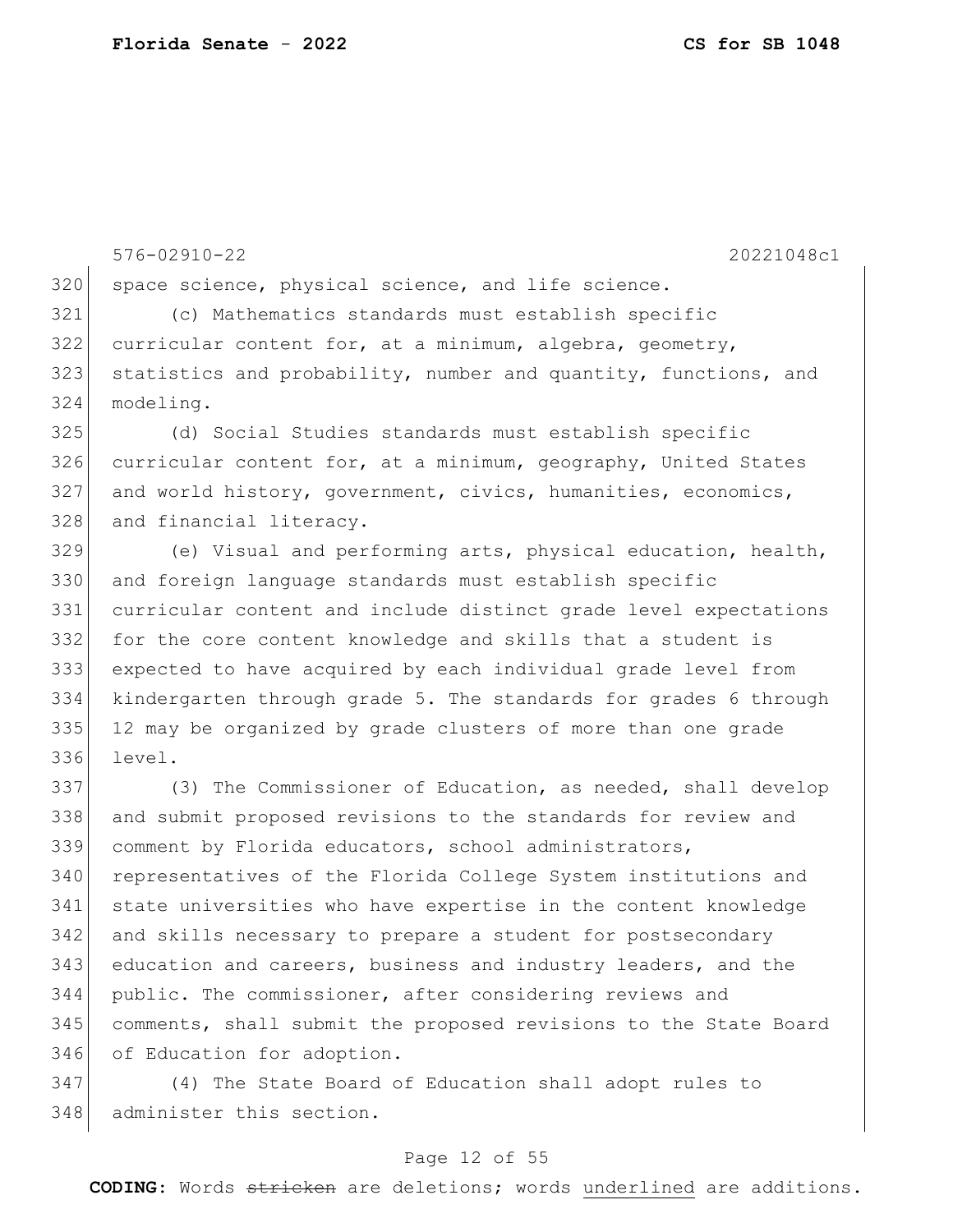space science, physical science, and life science.

(c) Mathematics standards must establish specific curricular content for, at a minimum, algebra, geometry, statistics and probability, number and quantity, functions, and modeling.

(d) Social Studies standards must establish specific curricular content for, at a minimum, geography, United States and world history, government, civics, humanities, economics, and financial literacy.

(e) Visual and performing arts, physical education, health, and foreign language standards must establish specific curricular content and include distinct grade level expectations for the core content knowledge and skills that a student is expected to have acquired by each individual grade level from kindergarten through grade 5. The standards for grades 6 through 12 may be organized by grade clusters of more than one grade level.

(3) The Commissioner of Education, as needed, shall develop and submit proposed revisions to the standards for review and comment by Florida educators, school administrators, representatives of the Florida College System institutions and state universities who have expertise in the content knowledge and skills necessary to prepare a student for postsecondary education and careers, business and industry leaders, and the public. The commissioner, after considering reviews and comments, shall submit the proposed revisions to the State Board of Education for adoption.

(4) The State Board of Education shall adopt rules to administer this section.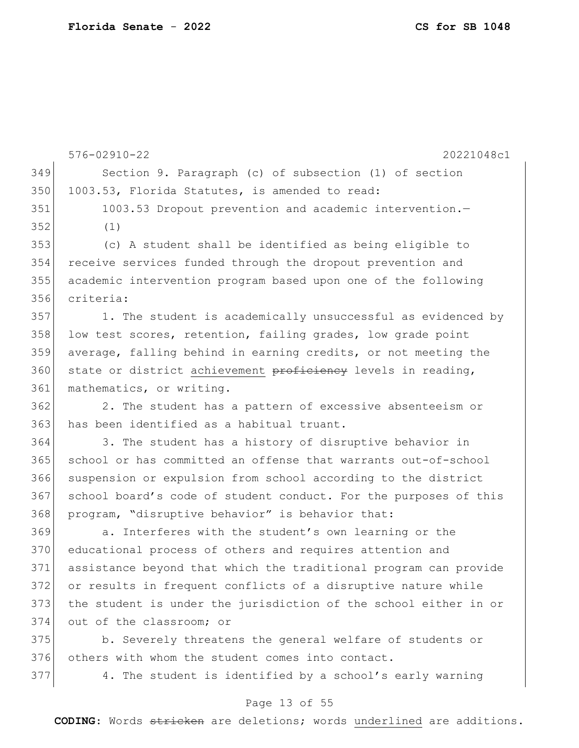Section 9. Paragraph (c) of subsection (1) of section 1003.53, Florida Statutes, is amended to read:

1003.53 Dropout prevention and academic intervention.—

(1)

(c) A student shall be identified as being eligible to receive services funded through the dropout prevention and academic intervention program based upon one of the following criteria:

1. The student is academically unsuccessful as evidenced by low test scores, retention, failing grades, low grade point average, falling behind in earning credits, or not meeting the state or district <u>achievement</u> ~~proficiency~~ levels in reading, mathematics, or writing.

2. The student has a pattern of excessive absenteeism or has been identified as a habitual truant.

3. The student has a history of disruptive behavior in school or has committed an offense that warrants out-of-school suspension or expulsion from school according to the district school board's code of student conduct. For the purposes of this program, "disruptive behavior" is behavior that:

a. Interferes with the student's own learning or the educational process of others and requires attention and assistance beyond that which the traditional program can provide or results in frequent conflicts of a disruptive nature while the student is under the jurisdiction of the school either in or out of the classroom; or

b. Severely threatens the general welfare of students or others with whom the student comes into contact.

4. The student is identified by a school's early warning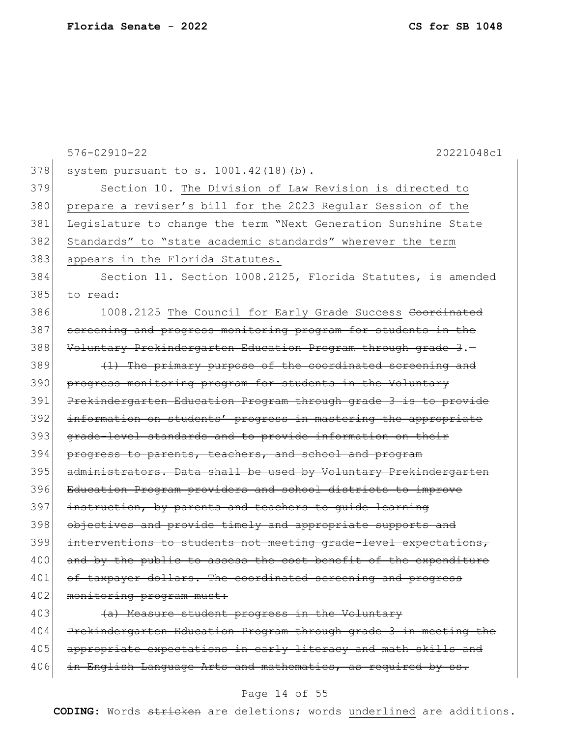system pursuant to s. 1001.42(18)(b).

Section 10. <u>The Division of Law Revision is directed to prepare a reviser's bill for the 2023 Regular Session of the Legislature to change the term "Next Generation Sunshine State Standards" to "state academic standards" wherever the term appears in the Florida Statutes.</u>

Section 11. Section 1008.2125, Florida Statutes, is amended to read:

1008.2125 <u>The Council for Early Grade Success</u> ~~Coordinated screening and progress monitoring program for students in the Voluntary Prekindergarten Education Program through grade 3~~.—

~~(1) The primary purpose of the coordinated screening and progress monitoring program for students in the Voluntary Prekindergarten Education Program through grade 3 is to provide information on students' progress in mastering the appropriate grade-level standards and to provide information on their progress to parents, teachers, and school and program administrators. Data shall be used by Voluntary Prekindergarten Education Program providers and school districts to improve instruction, by parents and teachers to guide learning objectives and provide timely and appropriate supports and interventions to students not meeting grade-level expectations, and by the public to assess the cost benefit of the expenditure of taxpayer dollars. The coordinated screening and progress monitoring program must:~~

~~(a) Measure student progress in the Voluntary Prekindergarten Education Program through grade 3 in meeting the appropriate expectations in early literacy and math skills and in English Language Arts and mathematics, as required by ss.~~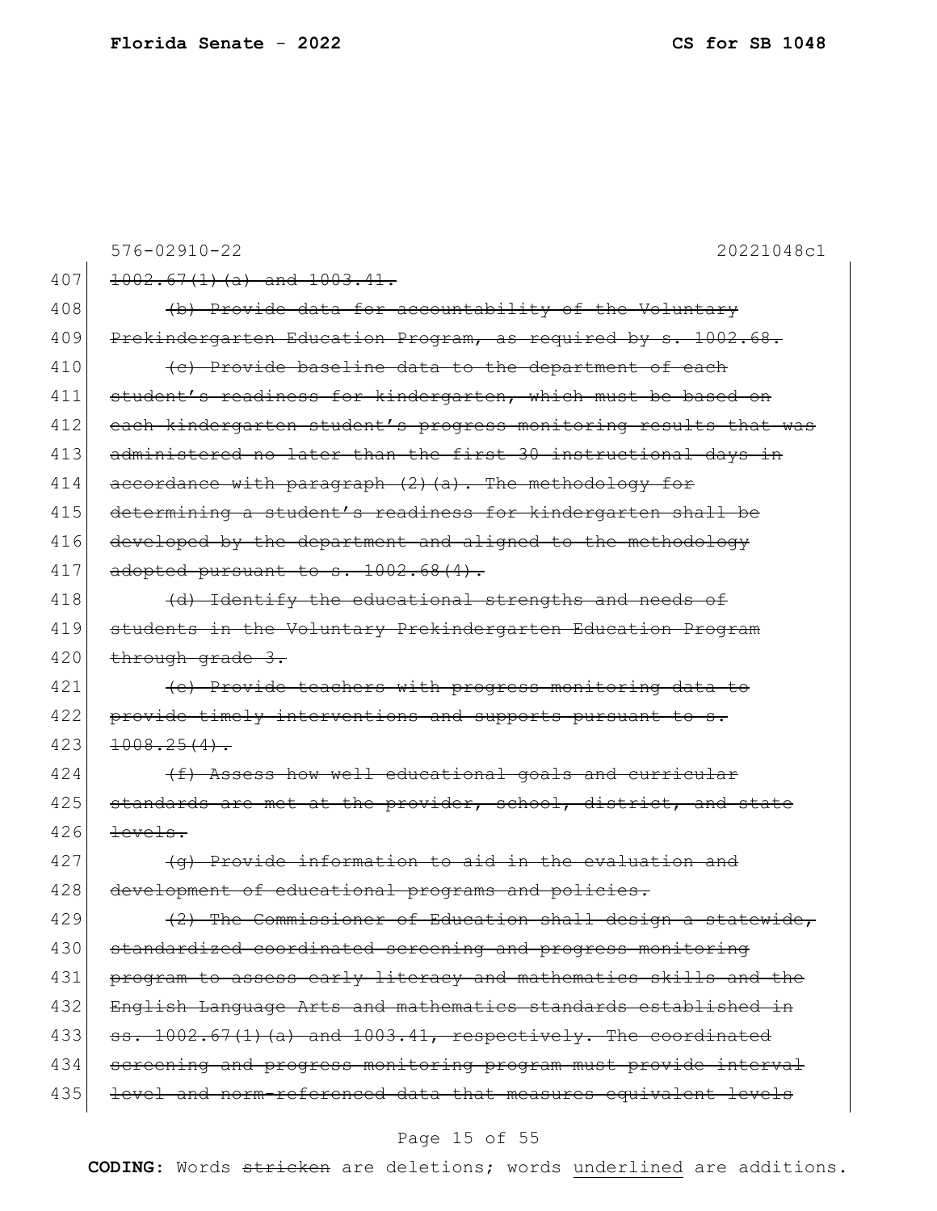576-02910-22 20221048c1

407 ~~1002.67(1)(a) and 1003.41.~~

408 ~~(b) Provide data for accountability of the Voluntary~~
409 ~~Prekindergarten Education Program, as required by s. 1002.68.~~

410 ~~(c) Provide baseline data to the department of each~~
411 ~~student's readiness for kindergarten, which must be based on~~
412 ~~each kindergarten student's progress monitoring results that was~~
413 ~~administered no later than the first 30 instructional days in~~
414 ~~accordance with paragraph (2)(a). The methodology for~~
415 ~~determining a student's readiness for kindergarten shall be~~
416 ~~developed by the department and aligned to the methodology~~
417 ~~adopted pursuant to s. 1002.68(4).~~

418 ~~(d) Identify the educational strengths and needs of~~
419 ~~students in the Voluntary Prekindergarten Education Program~~
420 ~~through grade 3.~~

421 ~~(e) Provide teachers with progress monitoring data to~~
422 ~~provide timely interventions and supports pursuant to s.~~
423 ~~1008.25(4).~~

424 ~~(f) Assess how well educational goals and curricular~~
425 ~~standards are met at the provider, school, district, and state~~
426 ~~levels.~~

427 ~~(g) Provide information to aid in the evaluation and~~
428 ~~development of educational programs and policies.~~

429 ~~(2) The Commissioner of Education shall design a statewide,~~
430 ~~standardized coordinated screening and progress monitoring~~
431 ~~program to assess early literacy and mathematics skills and the~~
432 ~~English Language Arts and mathematics standards established in~~
433 ~~ss. 1002.67(1)(a) and 1003.41, respectively. The coordinated~~
434 ~~screening and progress monitoring program must provide interval~~
435 ~~level and norm-referenced data that measures equivalent levels~~

**CODING:** Words ~~stricken~~ are deletions; words <u>underlined</u> are additions.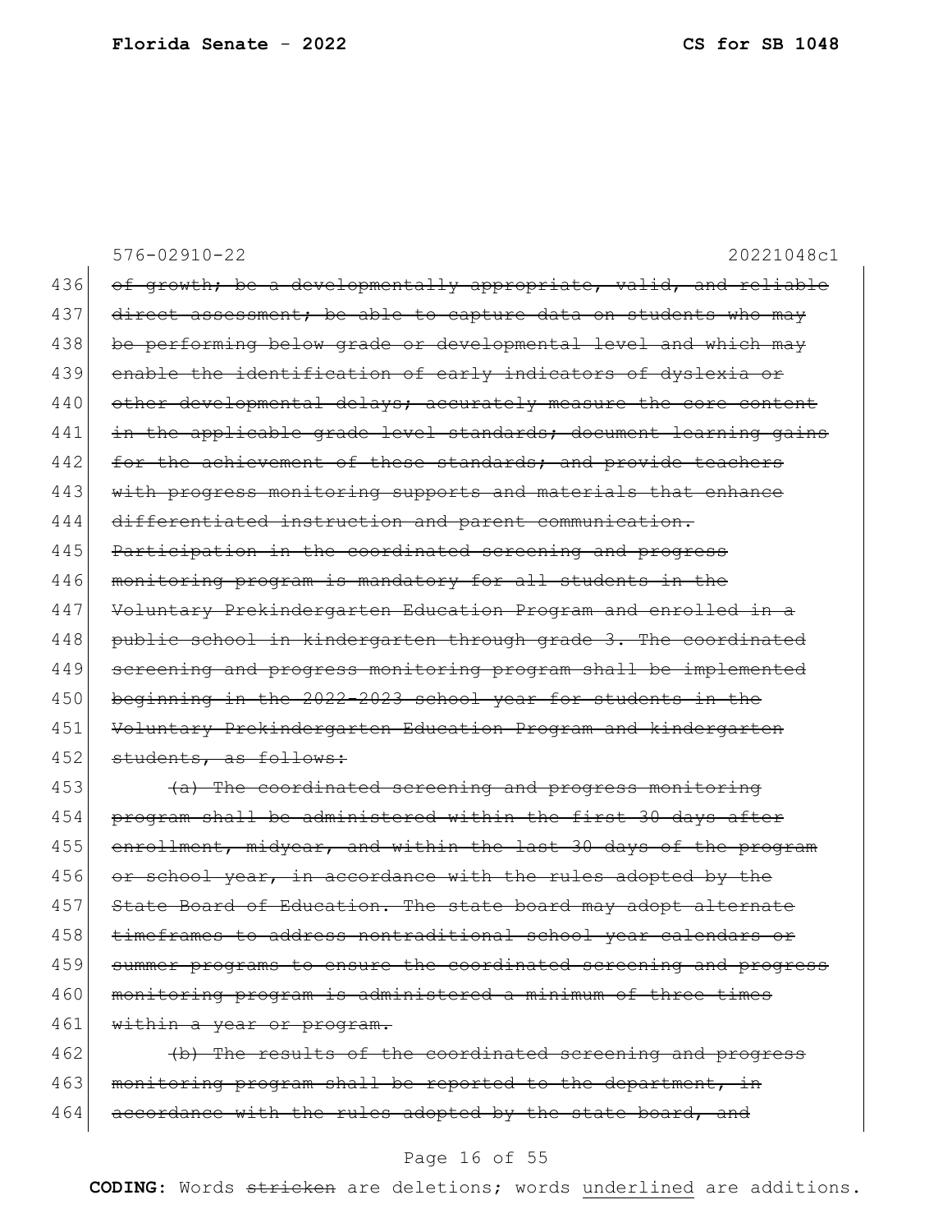576-02910-22 20221048c1

436 ~~of growth; be a developmentally appropriate, valid, and reliable~~
437 ~~direct assessment; be able to capture data on students who may~~
438 ~~be performing below grade or developmental level and which may~~
439 ~~enable the identification of early indicators of dyslexia or~~
440 ~~other developmental delays; accurately measure the core content~~
441 ~~in the applicable grade level standards; document learning gains~~
442 ~~for the achievement of these standards; and provide teachers~~
443 ~~with progress monitoring supports and materials that enhance~~
444 ~~differentiated instruction and parent communication.~~
445 ~~Participation in the coordinated screening and progress~~
446 ~~monitoring program is mandatory for all students in the~~
447 ~~Voluntary Prekindergarten Education Program and enrolled in a~~
448 ~~public school in kindergarten through grade 3. The coordinated~~
449 ~~screening and progress monitoring program shall be implemented~~
450 ~~beginning in the 2022-2023 school year for students in the~~
451 ~~Voluntary Prekindergarten Education Program and kindergarten~~
452 ~~students, as follows:~~
453 ~~(a) The coordinated screening and progress monitoring~~
454 ~~program shall be administered within the first 30 days after~~
455 ~~enrollment, midyear, and within the last 30 days of the program~~
456 ~~or school year, in accordance with the rules adopted by the~~
457 ~~State Board of Education. The state board may adopt alternate~~
458 ~~timeframes to address nontraditional school year calendars or~~
459 ~~summer programs to ensure the coordinated screening and progress~~
460 ~~monitoring program is administered a minimum of three times~~
461 ~~within a year or program.~~
462 ~~(b) The results of the coordinated screening and progress~~
463 ~~monitoring program shall be reported to the department, in~~
464 ~~accordance with the rules adopted by the state board, and~~

**CODING:** Words ~~stricken~~ are deletions; words underlined are additions.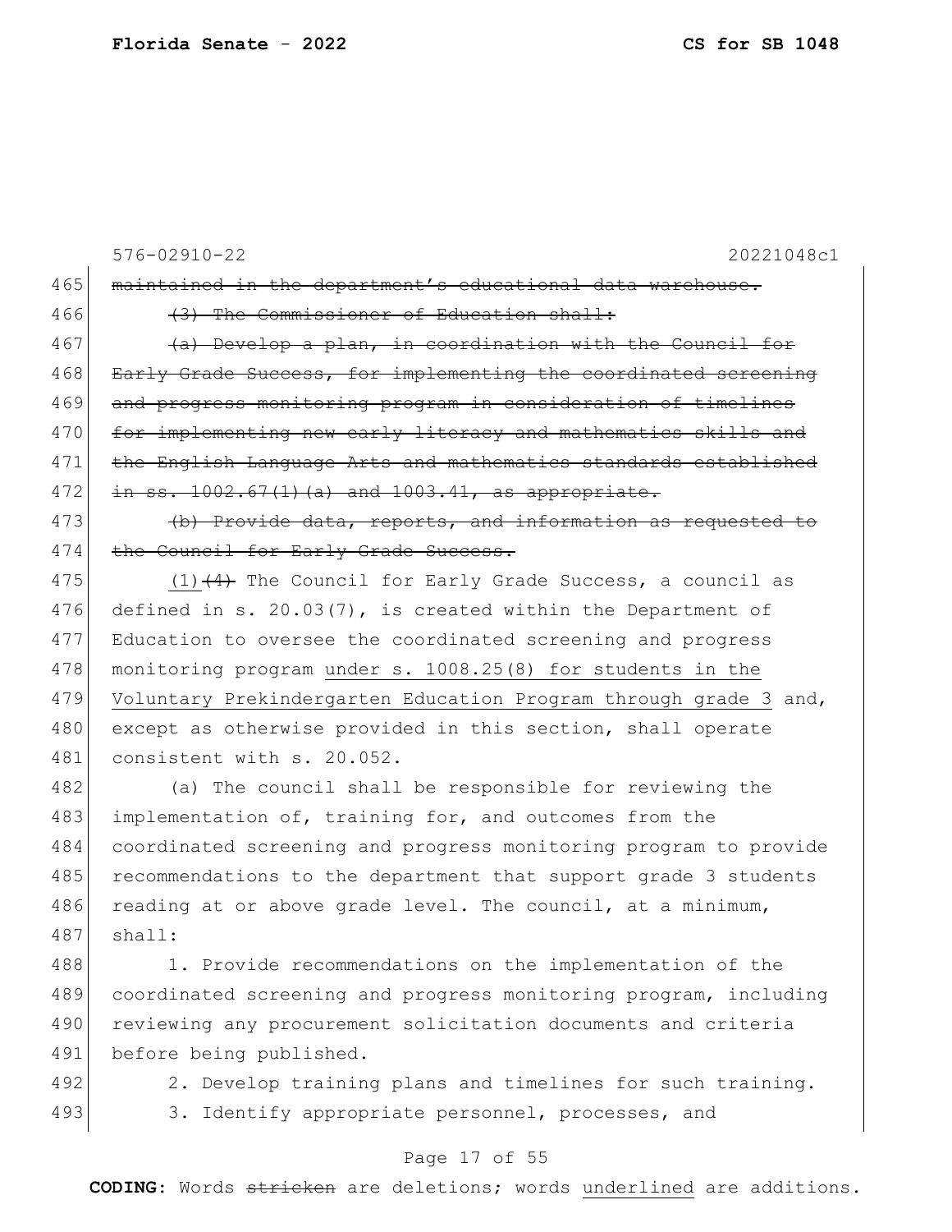~~maintained in the department's educational data warehouse.~~

~~(3) The Commissioner of Education shall:~~

~~(a) Develop a plan, in coordination with the Council for Early Grade Success, for implementing the coordinated screening and progress monitoring program in consideration of timelines for implementing new early literacy and mathematics skills and the English Language Arts and mathematics standards established in ss. 1002.67(1)(a) and 1003.41, as appropriate.~~

~~(b) Provide data, reports, and information as requested to the Council for Early Grade Success.~~

<u>(1)</u>~~(4)~~ The Council for Early Grade Success, a council as defined in s. 20.03(7), is created within the Department of Education to oversee the coordinated screening and progress monitoring program <u>under s. 1008.25(8) for students in the Voluntary Prekindergarten Education Program through grade 3</u> and, except as otherwise provided in this section, shall operate consistent with s. 20.052.

(a) The council shall be responsible for reviewing the implementation of, training for, and outcomes from the coordinated screening and progress monitoring program to provide recommendations to the department that support grade 3 students reading at or above grade level. The council, at a minimum, shall:

1. Provide recommendations on the implementation of the coordinated screening and progress monitoring program, including reviewing any procurement solicitation documents and criteria before being published.

2. Develop training plans and timelines for such training.

3. Identify appropriate personnel, processes, and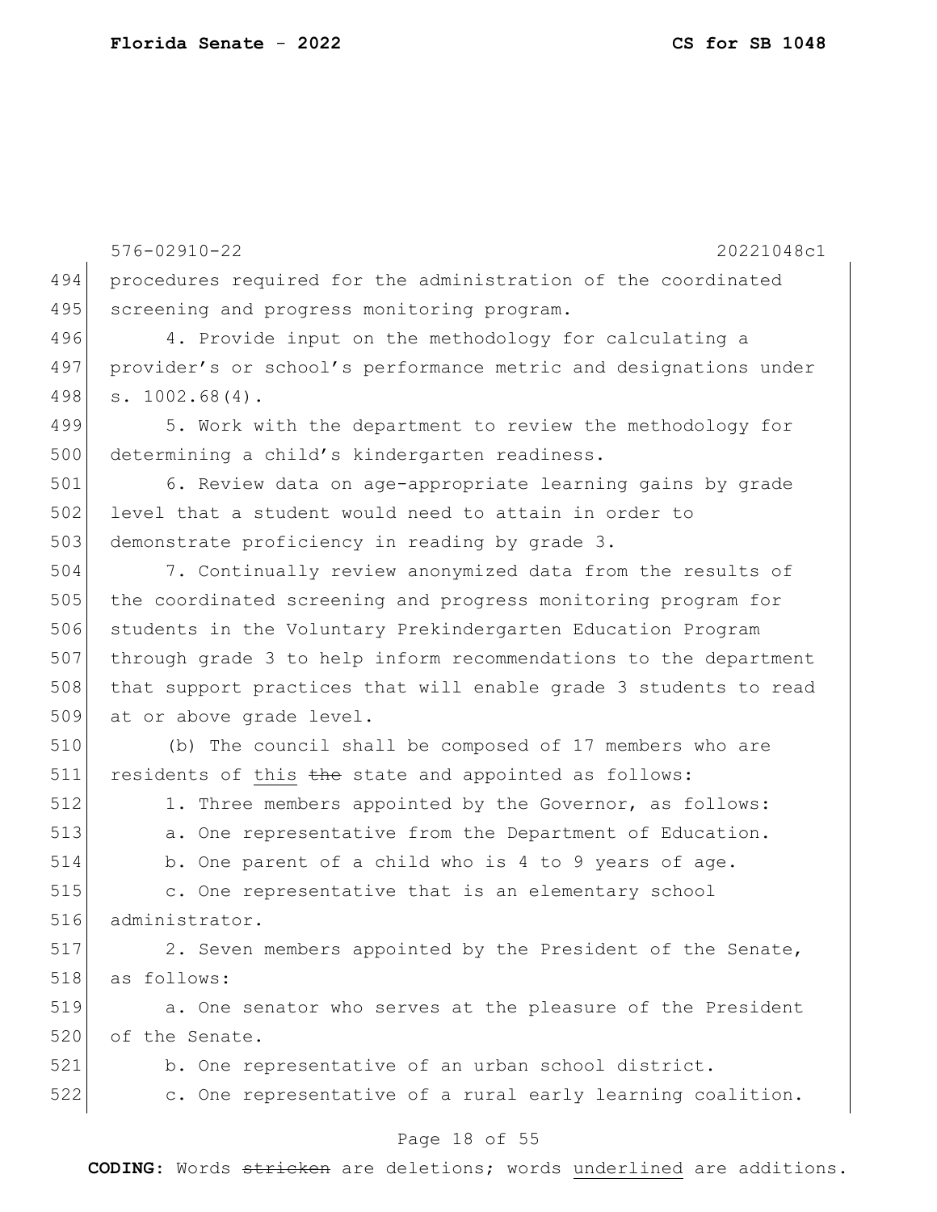procedures required for the administration of the coordinated screening and progress monitoring program.

4. Provide input on the methodology for calculating a provider's or school's performance metric and designations under s. 1002.68(4).

5. Work with the department to review the methodology for determining a child's kindergarten readiness.

6. Review data on age-appropriate learning gains by grade level that a student would need to attain in order to demonstrate proficiency in reading by grade 3.

7. Continually review anonymized data from the results of the coordinated screening and progress monitoring program for students in the Voluntary Prekindergarten Education Program through grade 3 to help inform recommendations to the department that support practices that will enable grade 3 students to read at or above grade level.

(b) The council shall be composed of 17 members who are residents of <u>this</u> ~~the~~ state and appointed as follows:

1. Three members appointed by the Governor, as follows:

a. One representative from the Department of Education.

b. One parent of a child who is 4 to 9 years of age.

c. One representative that is an elementary school administrator.

2. Seven members appointed by the President of the Senate, as follows:

a. One senator who serves at the pleasure of the President of the Senate.

b. One representative of an urban school district.

c. One representative of a rural early learning coalition.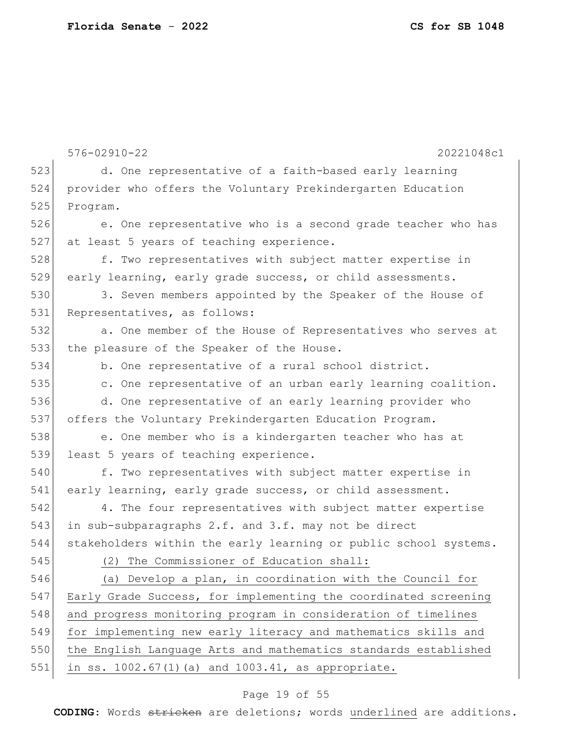576-02910-22 20221048c1

523 d. One representative of a faith-based early learning
524 provider who offers the Voluntary Prekindergarten Education
525 Program.

526 e. One representative who is a second grade teacher who has
527 at least 5 years of teaching experience.

528 f. Two representatives with subject matter expertise in
529 early learning, early grade success, or child assessments.

530 3. Seven members appointed by the Speaker of the House of
531 Representatives, as follows:

532 a. One member of the House of Representatives who serves at
533 the pleasure of the Speaker of the House.

534 b. One representative of a rural school district.

535 c. One representative of an urban early learning coalition.

536 d. One representative of an early learning provider who
537 offers the Voluntary Prekindergarten Education Program.

538 e. One member who is a kindergarten teacher who has at
539 least 5 years of teaching experience.

540 f. Two representatives with subject matter expertise in
541 early learning, early grade success, or child assessment.

542 4. The four representatives with subject matter expertise
543 in sub-subparagraphs 2.f. and 3.f. may not be direct
544 stakeholders within the early learning or public school systems.

545 (2) The Commissioner of Education shall:

546 <u>(a) Develop a plan, in coordination with the Council for</u>
547 <u>Early Grade Success, for implementing the coordinated screening</u>
548 <u>and progress monitoring program in consideration of timelines</u>
549 <u>for implementing new early literacy and mathematics skills and</u>
550 <u>the English Language Arts and mathematics standards established</u>
551 <u>in ss. 1002.67(1)(a) and 1003.41, as appropriate.</u>

**CODING:** Words ~~stricken~~ are deletions; words <u>underlined</u> are additions.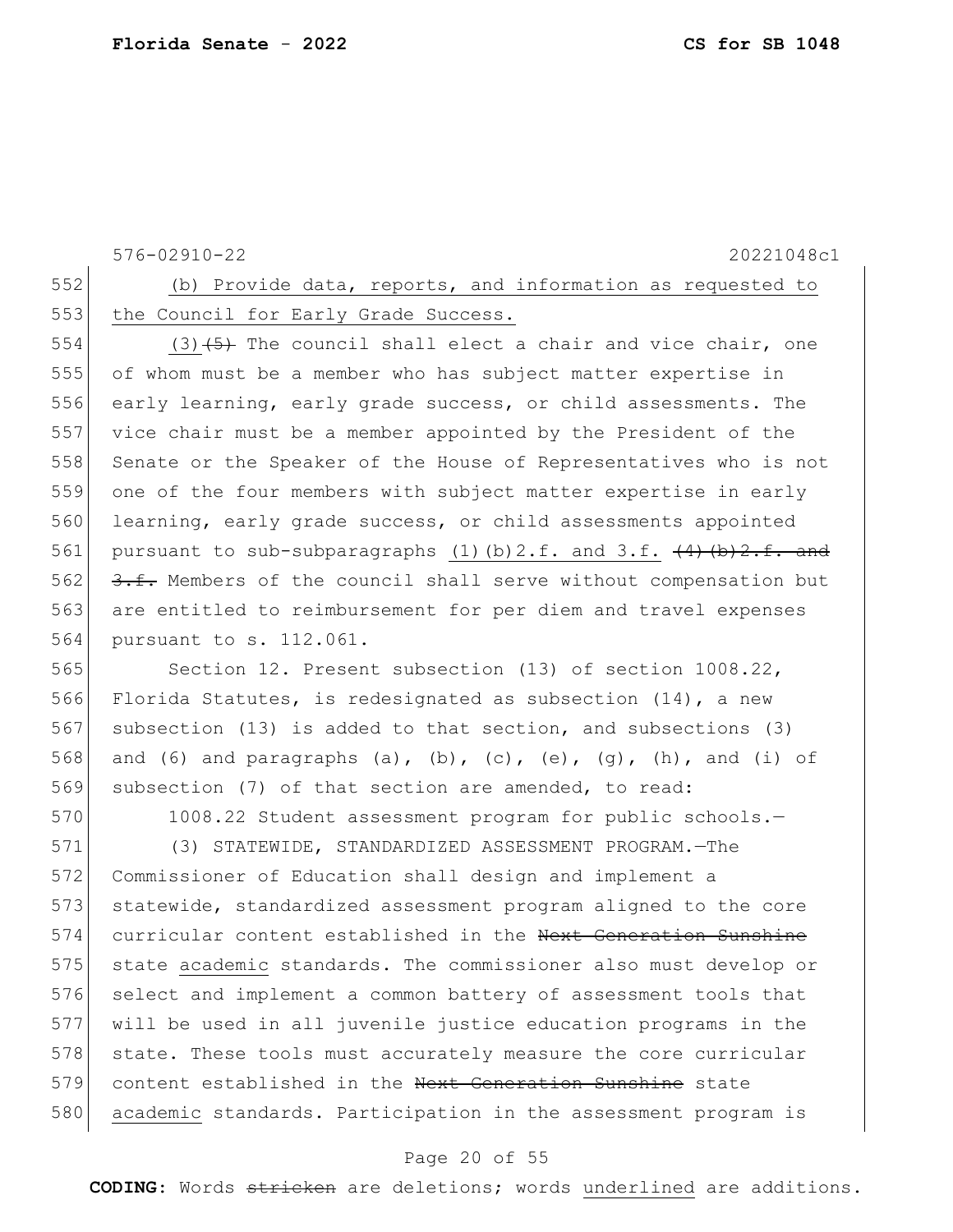(b) Provide data, reports, and information as requested to the Council for Early Grade Success.

(3) ~~(5)~~ The council shall elect a chair and vice chair, one of whom must be a member who has subject matter expertise in early learning, early grade success, or child assessments. The vice chair must be a member appointed by the President of the Senate or the Speaker of the House of Representatives who is not one of the four members with subject matter expertise in early learning, early grade success, or child assessments appointed pursuant to sub-subparagraphs (1)(b)2.f. and 3.f. ~~(4)(b)2.f. and 3.f.~~ Members of the council shall serve without compensation but are entitled to reimbursement for per diem and travel expenses pursuant to s. 112.061.

Section 12. Present subsection (13) of section 1008.22, Florida Statutes, is redesignated as subsection (14), a new subsection (13) is added to that section, and subsections (3) and (6) and paragraphs (a), (b), (c), (e), (g), (h), and (i) of subsection (7) of that section are amended, to read:

1008.22 Student assessment program for public schools.—

(3) STATEWIDE, STANDARDIZED ASSESSMENT PROGRAM.—The Commissioner of Education shall design and implement a statewide, standardized assessment program aligned to the core curricular content established in the ~~Next Generation Sunshine~~ state academic standards. The commissioner also must develop or select and implement a common battery of assessment tools that will be used in all juvenile justice education programs in the state. These tools must accurately measure the core curricular content established in the ~~Next Generation Sunshine~~ state academic standards. Participation in the assessment program is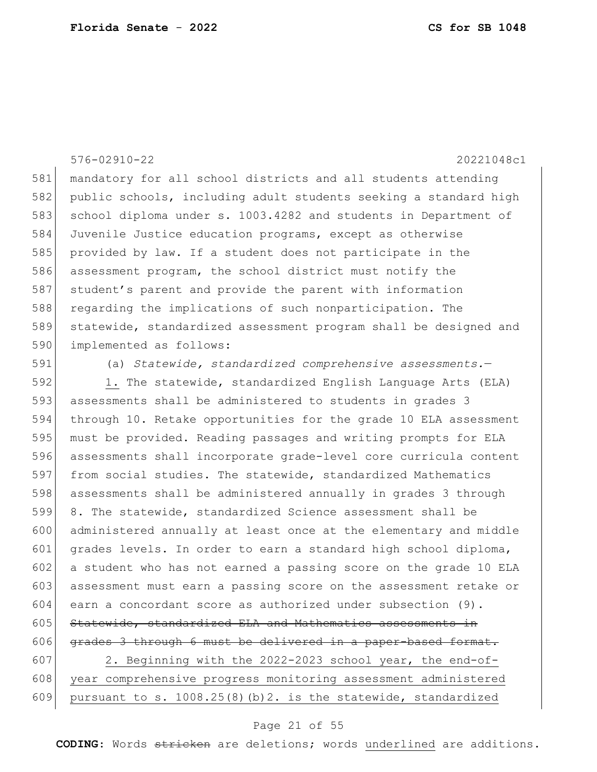mandatory for all school districts and all students attending public schools, including adult students seeking a standard high school diploma under s. 1003.4282 and students in Department of Juvenile Justice education programs, except as otherwise provided by law. If a student does not participate in the assessment program, the school district must notify the student's parent and provide the parent with information regarding the implications of such nonparticipation. The statewide, standardized assessment program shall be designed and implemented as follows:

(a) *Statewide, standardized comprehensive assessments.*—

1. The statewide, standardized English Language Arts (ELA) assessments shall be administered to students in grades 3 through 10. Retake opportunities for the grade 10 ELA assessment must be provided. Reading passages and writing prompts for ELA assessments shall incorporate grade-level core curricula content from social studies. The statewide, standardized Mathematics assessments shall be administered annually in grades 3 through 8. The statewide, standardized Science assessment shall be administered annually at least once at the elementary and middle grades levels. In order to earn a standard high school diploma, a student who has not earned a passing score on the grade 10 ELA assessment must earn a passing score on the assessment retake or earn a concordant score as authorized under subsection (9). ~~Statewide, standardized ELA and Mathematics assessments in grades 3 through 6 must be delivered in a paper-based format.~~

2. Beginning with the 2022-2023 school year, the end-of-year comprehensive progress monitoring assessment administered pursuant to s. 1008.25(8)(b)2. is the statewide, standardized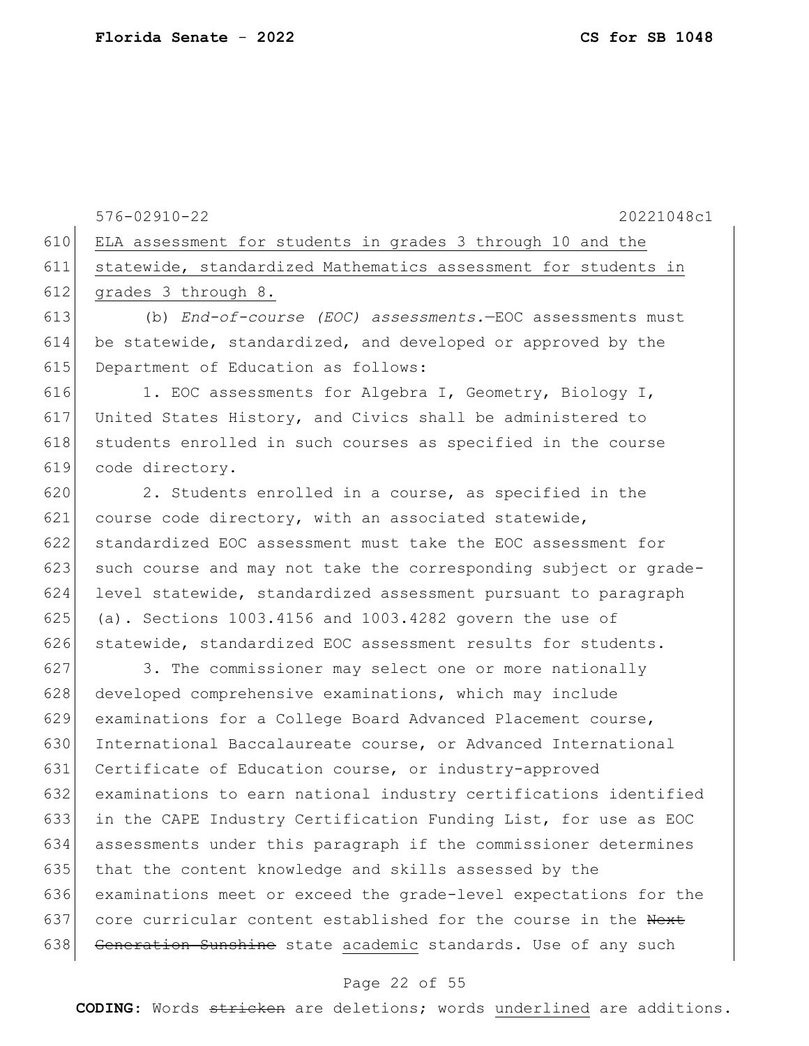ELA assessment for students in grades 3 through 10 and the statewide, standardized Mathematics assessment for students in grades 3 through 8.

(b) *End-of-course (EOC) assessments.*—EOC assessments must be statewide, standardized, and developed or approved by the Department of Education as follows:

1. EOC assessments for Algebra I, Geometry, Biology I, United States History, and Civics shall be administered to students enrolled in such courses as specified in the course code directory.

2. Students enrolled in a course, as specified in the course code directory, with an associated statewide, standardized EOC assessment must take the EOC assessment for such course and may not take the corresponding subject or grade-level statewide, standardized assessment pursuant to paragraph (a). Sections 1003.4156 and 1003.4282 govern the use of statewide, standardized EOC assessment results for students.

3. The commissioner may select one or more nationally developed comprehensive examinations, which may include examinations for a College Board Advanced Placement course, International Baccalaureate course, or Advanced International Certificate of Education course, or industry-approved examinations to earn national industry certifications identified in the CAPE Industry Certification Funding List, for use as EOC assessments under this paragraph if the commissioner determines that the content knowledge and skills assessed by the examinations meet or exceed the grade-level expectations for the core curricular content established for the course in the ~~Next Generation Sunshine~~ state academic standards. Use of any such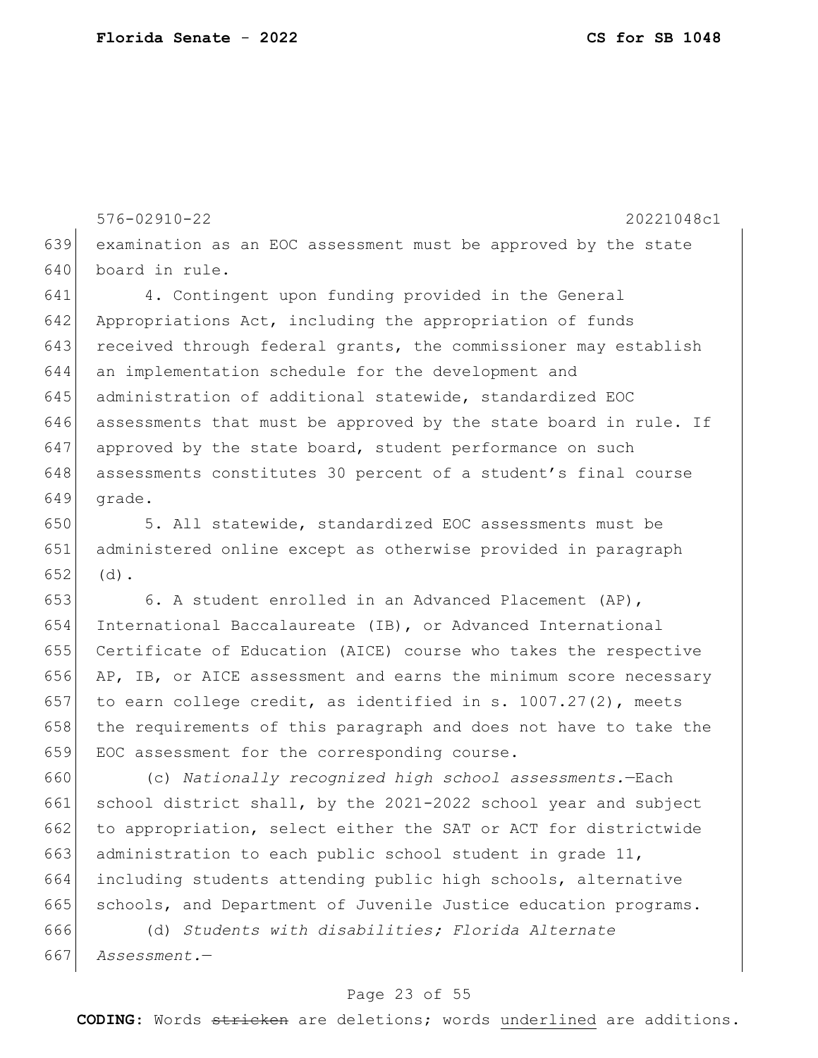examination as an EOC assessment must be approved by the state board in rule.

4. Contingent upon funding provided in the General Appropriations Act, including the appropriation of funds received through federal grants, the commissioner may establish an implementation schedule for the development and administration of additional statewide, standardized EOC assessments that must be approved by the state board in rule. If approved by the state board, student performance on such assessments constitutes 30 percent of a student's final course grade.

5. All statewide, standardized EOC assessments must be administered online except as otherwise provided in paragraph (d).

6. A student enrolled in an Advanced Placement (AP), International Baccalaureate (IB), or Advanced International Certificate of Education (AICE) course who takes the respective AP, IB, or AICE assessment and earns the minimum score necessary to earn college credit, as identified in s. 1007.27(2), meets the requirements of this paragraph and does not have to take the EOC assessment for the corresponding course.

(c) *Nationally recognized high school assessments.*—Each school district shall, by the 2021-2022 school year and subject to appropriation, select either the SAT or ACT for districtwide administration to each public school student in grade 11, including students attending public high schools, alternative schools, and Department of Juvenile Justice education programs.

(d) *Students with disabilities; Florida Alternate Assessment.*—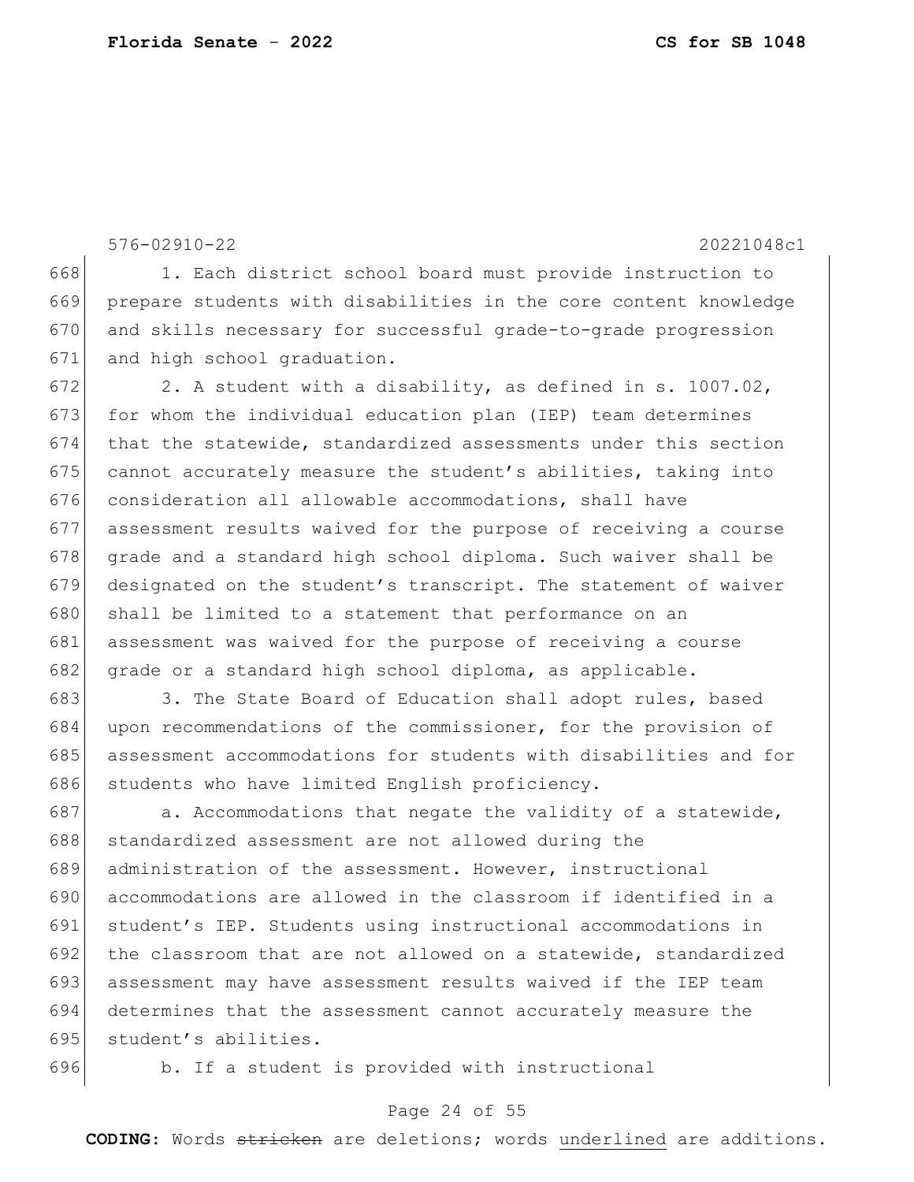1. Each district school board must provide instruction to prepare students with disabilities in the core content knowledge and skills necessary for successful grade-to-grade progression and high school graduation.

2. A student with a disability, as defined in s. 1007.02, for whom the individual education plan (IEP) team determines that the statewide, standardized assessments under this section cannot accurately measure the student's abilities, taking into consideration all allowable accommodations, shall have assessment results waived for the purpose of receiving a course grade and a standard high school diploma. Such waiver shall be designated on the student's transcript. The statement of waiver shall be limited to a statement that performance on an assessment was waived for the purpose of receiving a course grade or a standard high school diploma, as applicable.

3. The State Board of Education shall adopt rules, based upon recommendations of the commissioner, for the provision of assessment accommodations for students with disabilities and for students who have limited English proficiency.

a. Accommodations that negate the validity of a statewide, standardized assessment are not allowed during the administration of the assessment. However, instructional accommodations are allowed in the classroom if identified in a student's IEP. Students using instructional accommodations in the classroom that are not allowed on a statewide, standardized assessment may have assessment results waived if the IEP team determines that the assessment cannot accurately measure the student's abilities.

b. If a student is provided with instructional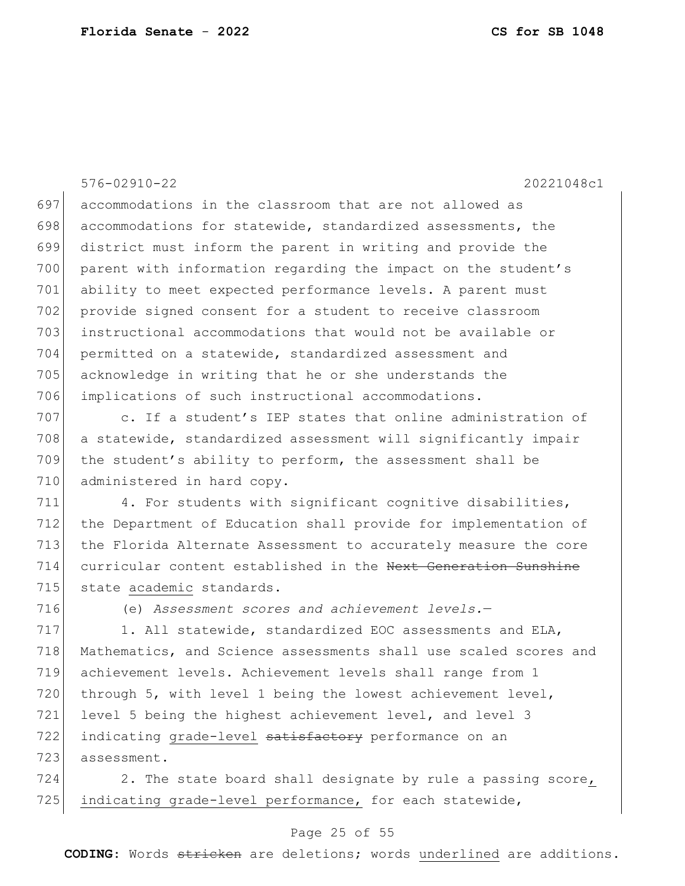accommodations in the classroom that are not allowed as accommodations for statewide, standardized assessments, the district must inform the parent in writing and provide the parent with information regarding the impact on the student's ability to meet expected performance levels. A parent must provide signed consent for a student to receive classroom instructional accommodations that would not be available or permitted on a statewide, standardized assessment and acknowledge in writing that he or she understands the implications of such instructional accommodations.

c. If a student's IEP states that online administration of a statewide, standardized assessment will significantly impair the student's ability to perform, the assessment shall be administered in hard copy.

4. For students with significant cognitive disabilities, the Department of Education shall provide for implementation of the Florida Alternate Assessment to accurately measure the core curricular content established in the ~~Next Generation Sunshine~~ state <u>academic</u> standards.

(e) *Assessment scores and achievement levels.*—

1. All statewide, standardized EOC assessments and ELA, Mathematics, and Science assessments shall use scaled scores and achievement levels. Achievement levels shall range from 1 through 5, with level 1 being the lowest achievement level, level 5 being the highest achievement level, and level 3 indicating <u>grade-level</u> ~~satisfactory~~ performance on an assessment.

2. The state board shall designate by rule a passing score<u>, indicating grade-level performance,</u> for each statewide,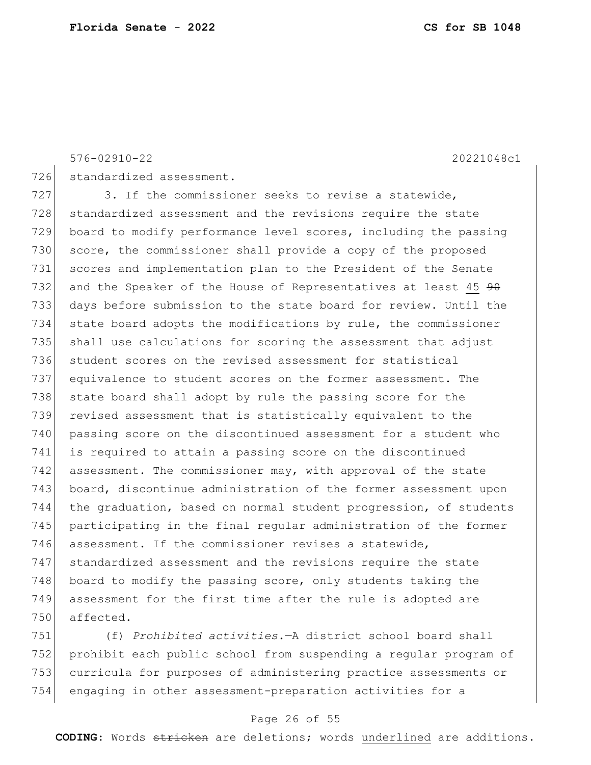576-02910-22 20221048c1

726 standardized assessment.

727 3. If the commissioner seeks to revise a statewide,
728 standardized assessment and the revisions require the state
729 board to modify performance level scores, including the passing
730 score, the commissioner shall provide a copy of the proposed
731 scores and implementation plan to the President of the Senate
732 and the Speaker of the House of Representatives at least <u>45</u> ~~90~~
733 days before submission to the state board for review. Until the
734 state board adopts the modifications by rule, the commissioner
735 shall use calculations for scoring the assessment that adjust
736 student scores on the revised assessment for statistical
737 equivalence to student scores on the former assessment. The
738 state board shall adopt by rule the passing score for the
739 revised assessment that is statistically equivalent to the
740 passing score on the discontinued assessment for a student who
741 is required to attain a passing score on the discontinued
742 assessment. The commissioner may, with approval of the state
743 board, discontinue administration of the former assessment upon
744 the graduation, based on normal student progression, of students
745 participating in the final regular administration of the former
746 assessment. If the commissioner revises a statewide,
747 standardized assessment and the revisions require the state
748 board to modify the passing score, only students taking the
749 assessment for the first time after the rule is adopted are
750 affected.

751 (f) *Prohibited activities.*—A district school board shall
752 prohibit each public school from suspending a regular program of
753 curricula for purposes of administering practice assessments or
754 engaging in other assessment-preparation activities for a

**CODING:** Words ~~stricken~~ are deletions; words <u>underlined</u> are additions.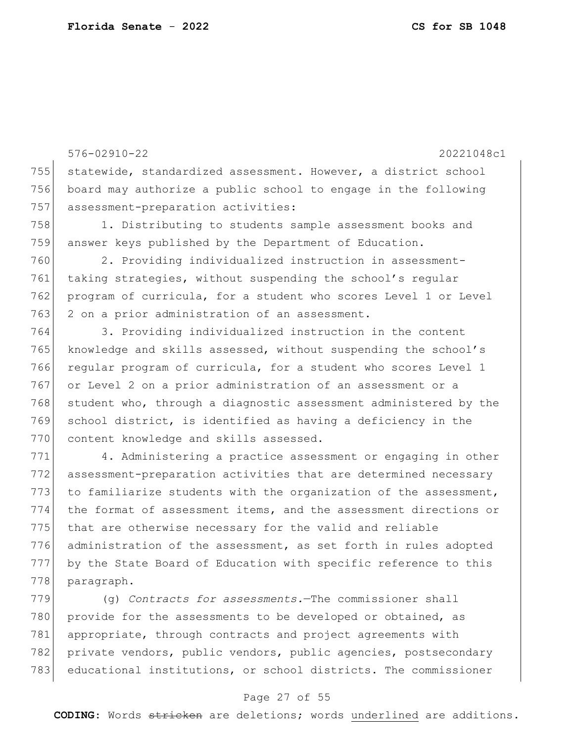statewide, standardized assessment. However, a district school board may authorize a public school to engage in the following assessment-preparation activities:

1. Distributing to students sample assessment books and answer keys published by the Department of Education.

2. Providing individualized instruction in assessment-taking strategies, without suspending the school's regular program of curricula, for a student who scores Level 1 or Level 2 on a prior administration of an assessment.

3. Providing individualized instruction in the content knowledge and skills assessed, without suspending the school's regular program of curricula, for a student who scores Level 1 or Level 2 on a prior administration of an assessment or a student who, through a diagnostic assessment administered by the school district, is identified as having a deficiency in the content knowledge and skills assessed.

4. Administering a practice assessment or engaging in other assessment-preparation activities that are determined necessary to familiarize students with the organization of the assessment, the format of assessment items, and the assessment directions or that are otherwise necessary for the valid and reliable administration of the assessment, as set forth in rules adopted by the State Board of Education with specific reference to this paragraph.

(g) *Contracts for assessments.*—The commissioner shall provide for the assessments to be developed or obtained, as appropriate, through contracts and project agreements with private vendors, public vendors, public agencies, postsecondary educational institutions, or school districts. The commissioner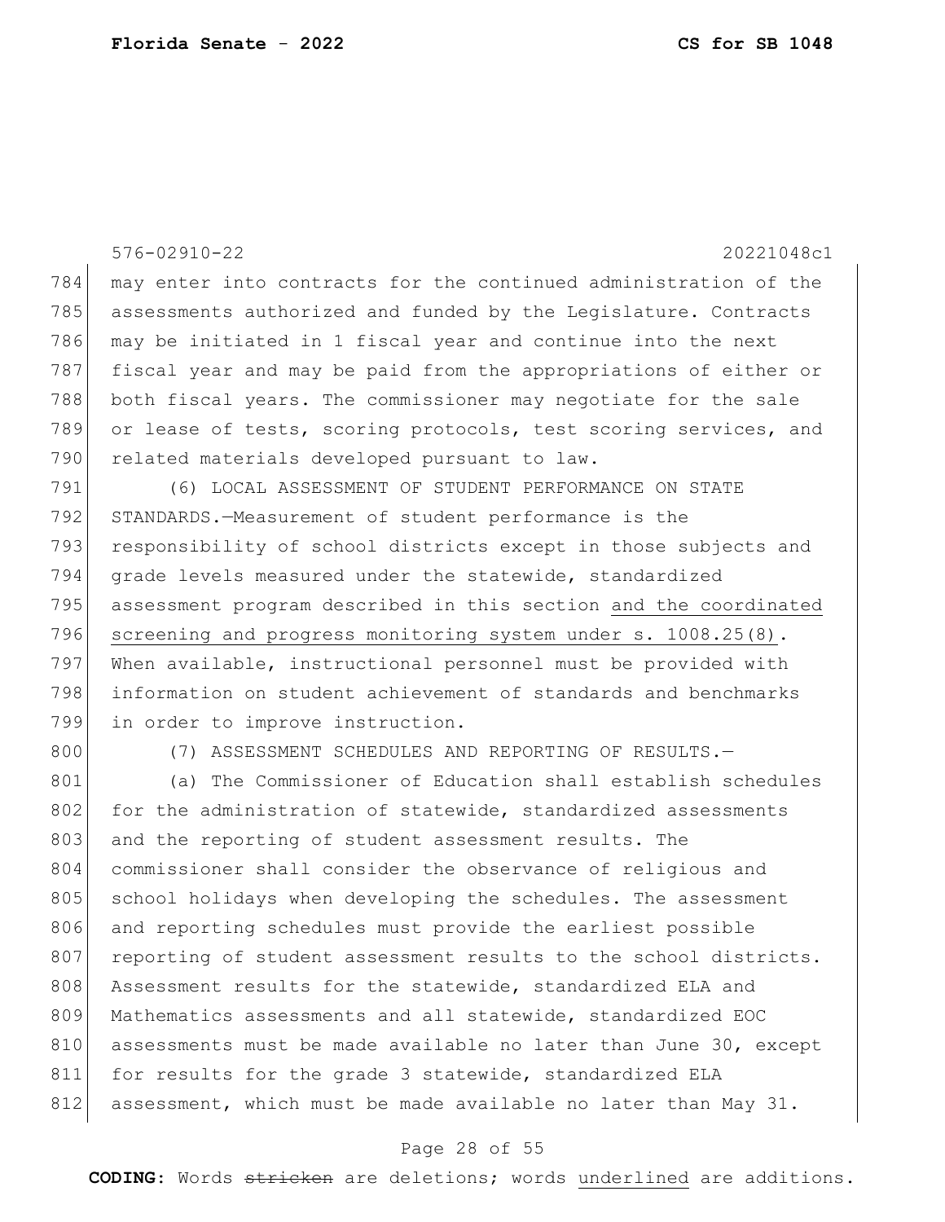may enter into contracts for the continued administration of the assessments authorized and funded by the Legislature. Contracts may be initiated in 1 fiscal year and continue into the next fiscal year and may be paid from the appropriations of either or both fiscal years. The commissioner may negotiate for the sale or lease of tests, scoring protocols, test scoring services, and related materials developed pursuant to law.

(6) LOCAL ASSESSMENT OF STUDENT PERFORMANCE ON STATE STANDARDS.—Measurement of student performance is the responsibility of school districts except in those subjects and grade levels measured under the statewide, standardized assessment program described in this section <u>and the coordinated screening and progress monitoring system under s. 1008.25(8)</u>. When available, instructional personnel must be provided with information on student achievement of standards and benchmarks in order to improve instruction.

(7) ASSESSMENT SCHEDULES AND REPORTING OF RESULTS.—

(a) The Commissioner of Education shall establish schedules for the administration of statewide, standardized assessments and the reporting of student assessment results. The commissioner shall consider the observance of religious and school holidays when developing the schedules. The assessment and reporting schedules must provide the earliest possible reporting of student assessment results to the school districts. Assessment results for the statewide, standardized ELA and Mathematics assessments and all statewide, standardized EOC assessments must be made available no later than June 30, except for results for the grade 3 statewide, standardized ELA assessment, which must be made available no later than May 31.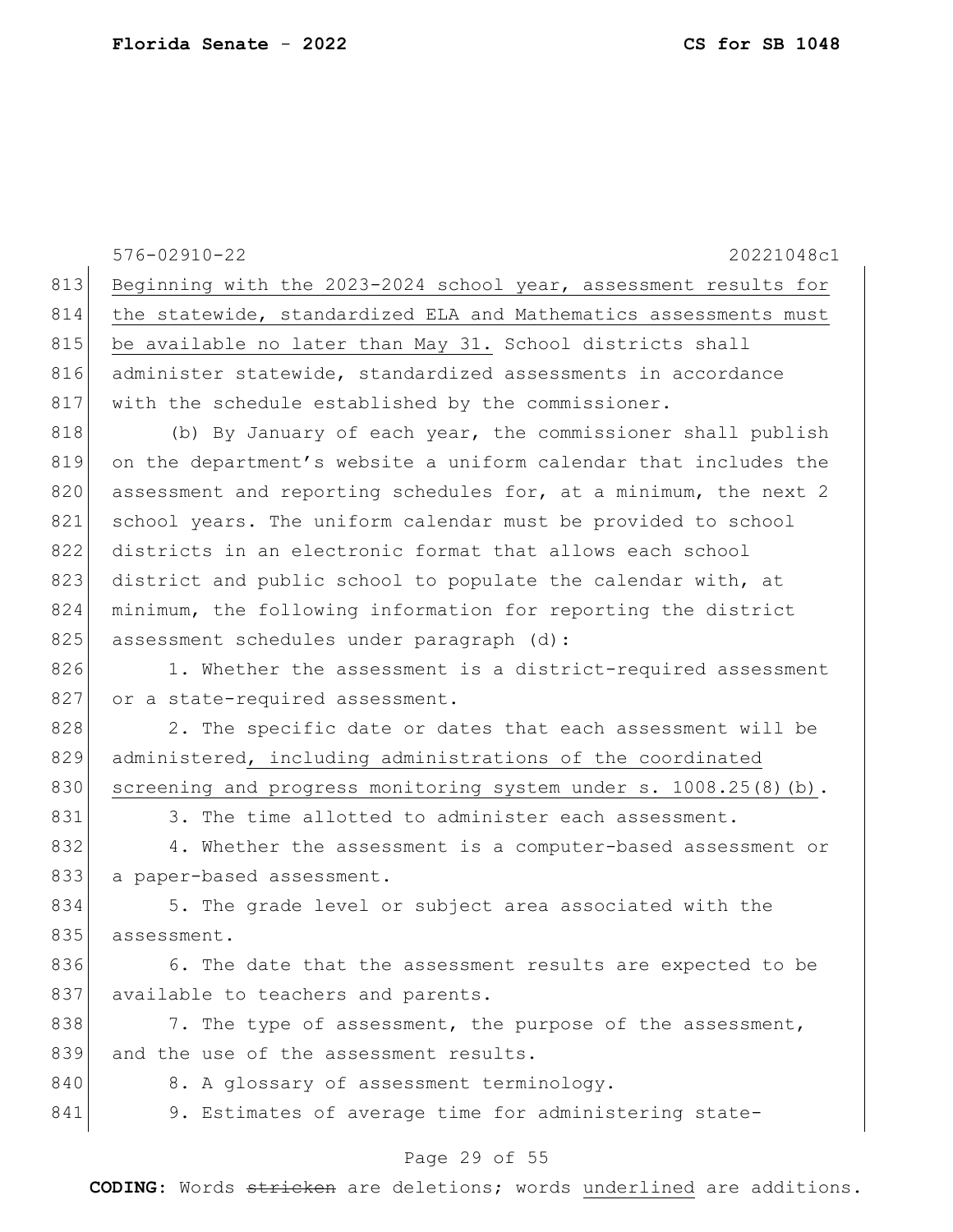Beginning with the 2023-2024 school year, assessment results for the statewide, standardized ELA and Mathematics assessments must be available no later than May 31. School districts shall administer statewide, standardized assessments in accordance with the schedule established by the commissioner.

(b) By January of each year, the commissioner shall publish on the department's website a uniform calendar that includes the assessment and reporting schedules for, at a minimum, the next 2 school years. The uniform calendar must be provided to school districts in an electronic format that allows each school district and public school to populate the calendar with, at minimum, the following information for reporting the district assessment schedules under paragraph (d):

1. Whether the assessment is a district-required assessment or a state-required assessment.

2. The specific date or dates that each assessment will be administered, including administrations of the coordinated screening and progress monitoring system under s. 1008.25(8)(b).

3. The time allotted to administer each assessment.

4. Whether the assessment is a computer-based assessment or a paper-based assessment.

5. The grade level or subject area associated with the assessment.

6. The date that the assessment results are expected to be available to teachers and parents.

7. The type of assessment, the purpose of the assessment, and the use of the assessment results.

8. A glossary of assessment terminology.

9. Estimates of average time for administering state-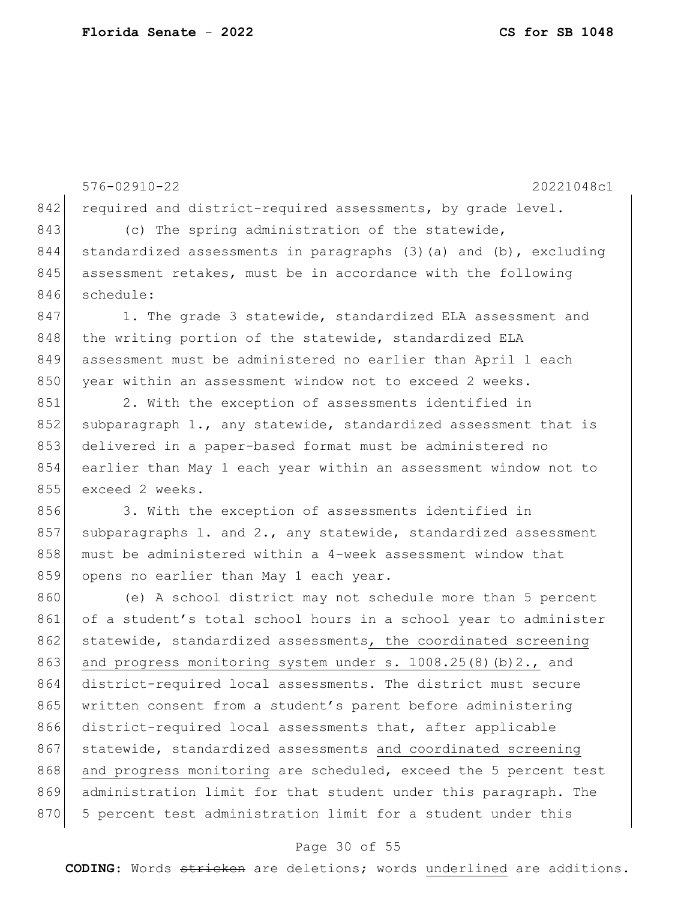required and district-required assessments, by grade level.

(c) The spring administration of the statewide, standardized assessments in paragraphs (3)(a) and (b), excluding assessment retakes, must be in accordance with the following schedule:

1. The grade 3 statewide, standardized ELA assessment and the writing portion of the statewide, standardized ELA assessment must be administered no earlier than April 1 each year within an assessment window not to exceed 2 weeks.

2. With the exception of assessments identified in subparagraph 1., any statewide, standardized assessment that is delivered in a paper-based format must be administered no earlier than May 1 each year within an assessment window not to exceed 2 weeks.

3. With the exception of assessments identified in subparagraphs 1. and 2., any statewide, standardized assessment must be administered within a 4-week assessment window that opens no earlier than May 1 each year.

(e) A school district may not schedule more than 5 percent of a student's total school hours in a school year to administer statewide, standardized assessments, <u>the coordinated screening and progress monitoring system under s. 1008.25(8)(b)2.,</u> and district-required local assessments. The district must secure written consent from a student's parent before administering district-required local assessments that, after applicable statewide, standardized assessments <u>and coordinated screening and progress monitoring</u> are scheduled, exceed the 5 percent test administration limit for that student under this paragraph. The 5 percent test administration limit for a student under this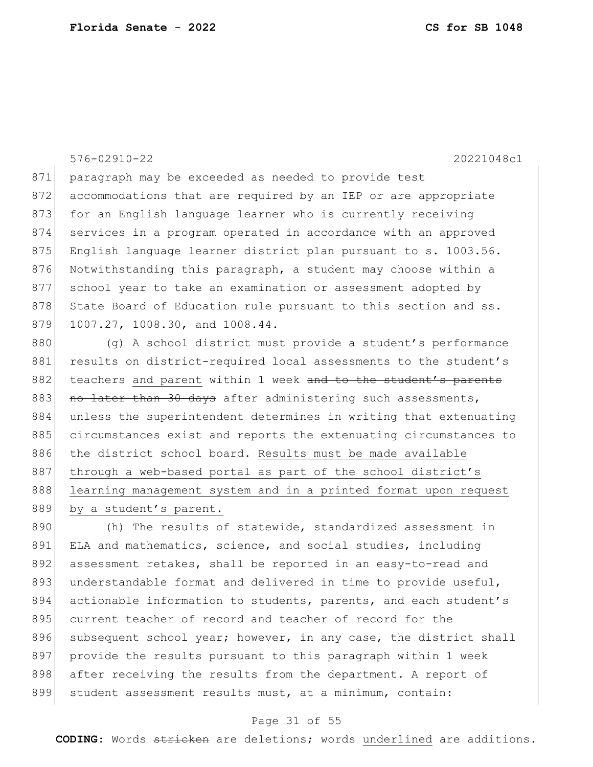paragraph may be exceeded as needed to provide test accommodations that are required by an IEP or are appropriate for an English language learner who is currently receiving services in a program operated in accordance with an approved English language learner district plan pursuant to s. 1003.56. Notwithstanding this paragraph, a student may choose within a school year to take an examination or assessment adopted by State Board of Education rule pursuant to this section and ss. 1007.27, 1008.30, and 1008.44.

(g) A school district must provide a student's performance results on district-required local assessments to the student's teachers and parent within 1 week ~~and to the student's parents no later than 30 days~~ after administering such assessments, unless the superintendent determines in writing that extenuating circumstances exist and reports the extenuating circumstances to the district school board. Results must be made available through a web-based portal as part of the school district's learning management system and in a printed format upon request by a student's parent.

(h) The results of statewide, standardized assessment in ELA and mathematics, science, and social studies, including assessment retakes, shall be reported in an easy-to-read and understandable format and delivered in time to provide useful, actionable information to students, parents, and each student's current teacher of record and teacher of record for the subsequent school year; however, in any case, the district shall provide the results pursuant to this paragraph within 1 week after receiving the results from the department. A report of student assessment results must, at a minimum, contain: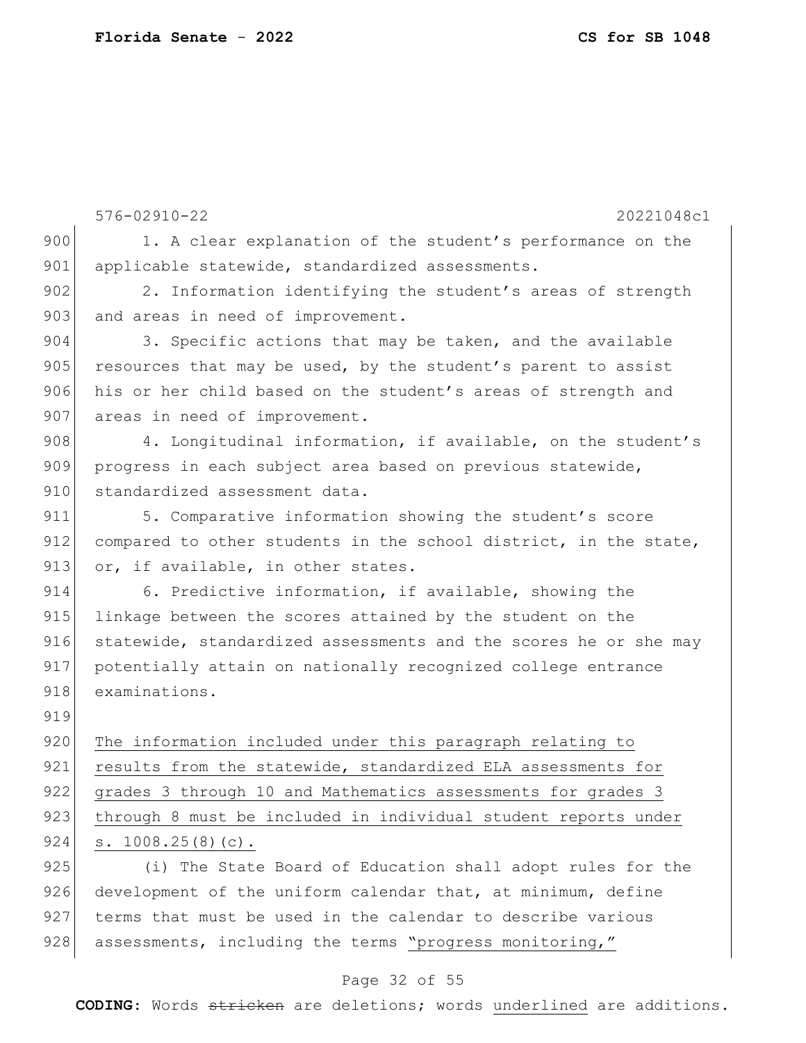1. A clear explanation of the student's performance on the applicable statewide, standardized assessments.

2. Information identifying the student's areas of strength and areas in need of improvement.

3. Specific actions that may be taken, and the available resources that may be used, by the student's parent to assist his or her child based on the student's areas of strength and areas in need of improvement.

4. Longitudinal information, if available, on the student's progress in each subject area based on previous statewide, standardized assessment data.

5. Comparative information showing the student's score compared to other students in the school district, in the state, or, if available, in other states.

6. Predictive information, if available, showing the linkage between the scores attained by the student on the statewide, standardized assessments and the scores he or she may potentially attain on nationally recognized college entrance examinations.

<u>The information included under this paragraph relating to results from the statewide, standardized ELA assessments for grades 3 through 10 and Mathematics assessments for grades 3 through 8 must be included in individual student reports under s. 1008.25(8)(c).</u>

(i) The State Board of Education shall adopt rules for the development of the uniform calendar that, at minimum, define terms that must be used in the calendar to describe various assessments, including the terms <u>"progress monitoring,"</u>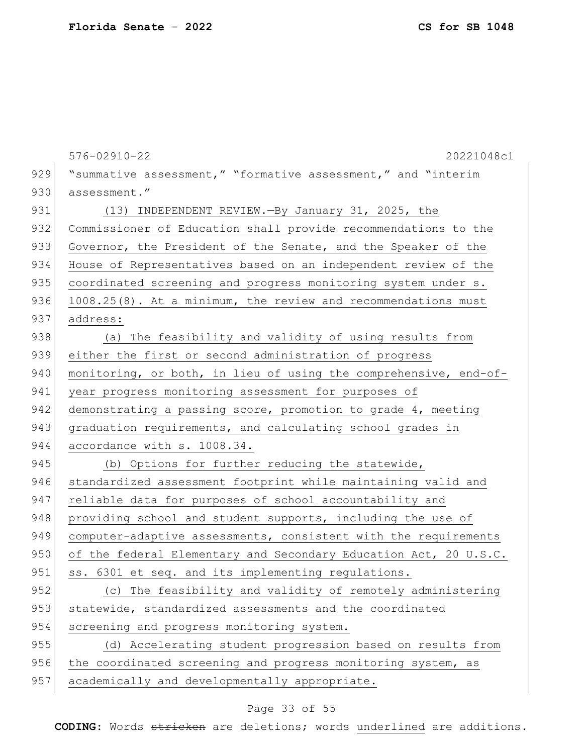"summative assessment," "formative assessment," and "interim assessment."

(13) INDEPENDENT REVIEW.—By January 31, 2025, the Commissioner of Education shall provide recommendations to the Governor, the President of the Senate, and the Speaker of the House of Representatives based on an independent review of the coordinated screening and progress monitoring system under s. 1008.25(8). At a minimum, the review and recommendations must address:

(a) The feasibility and validity of using results from either the first or second administration of progress monitoring, or both, in lieu of using the comprehensive, end-of-year progress monitoring assessment for purposes of demonstrating a passing score, promotion to grade 4, meeting graduation requirements, and calculating school grades in accordance with s. 1008.34.

(b) Options for further reducing the statewide, standardized assessment footprint while maintaining valid and reliable data for purposes of school accountability and providing school and student supports, including the use of computer-adaptive assessments, consistent with the requirements of the federal Elementary and Secondary Education Act, 20 U.S.C. ss. 6301 et seq. and its implementing regulations.

(c) The feasibility and validity of remotely administering statewide, standardized assessments and the coordinated screening and progress monitoring system.

(d) Accelerating student progression based on results from the coordinated screening and progress monitoring system, as academically and developmentally appropriate.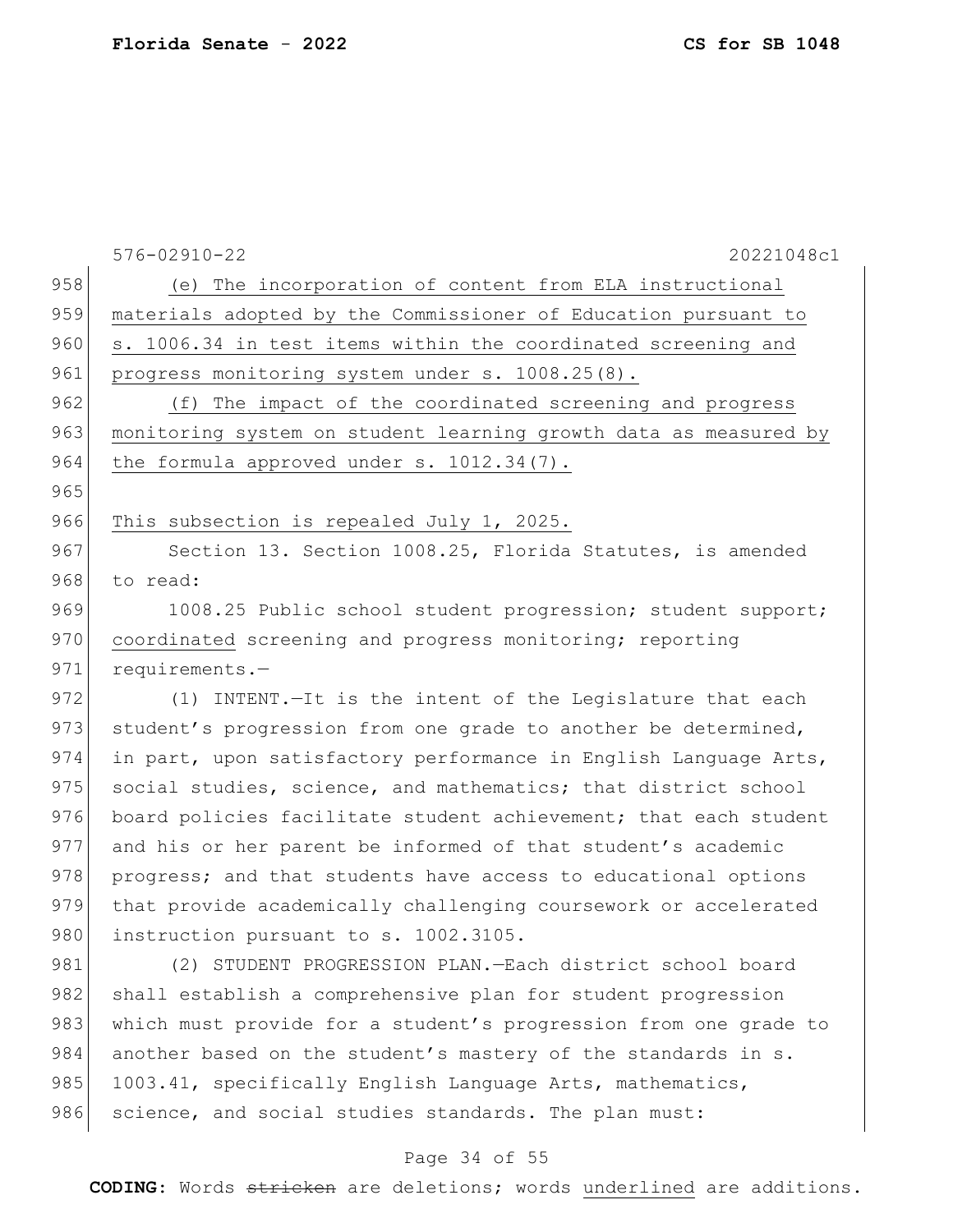(e) The incorporation of content from ELA instructional materials adopted by the Commissioner of Education pursuant to s. 1006.34 in test items within the coordinated screening and progress monitoring system under s. 1008.25(8).

(f) The impact of the coordinated screening and progress monitoring system on student learning growth data as measured by the formula approved under s. 1012.34(7).

This subsection is repealed July 1, 2025.

Section 13. Section 1008.25, Florida Statutes, is amended to read:

1008.25 Public school student progression; student support; coordinated screening and progress monitoring; reporting requirements.—

(1) INTENT.—It is the intent of the Legislature that each student's progression from one grade to another be determined, in part, upon satisfactory performance in English Language Arts, social studies, science, and mathematics; that district school board policies facilitate student achievement; that each student and his or her parent be informed of that student's academic progress; and that students have access to educational options that provide academically challenging coursework or accelerated instruction pursuant to s. 1002.3105.

(2) STUDENT PROGRESSION PLAN.—Each district school board shall establish a comprehensive plan for student progression which must provide for a student's progression from one grade to another based on the student's mastery of the standards in s. 1003.41, specifically English Language Arts, mathematics, science, and social studies standards. The plan must: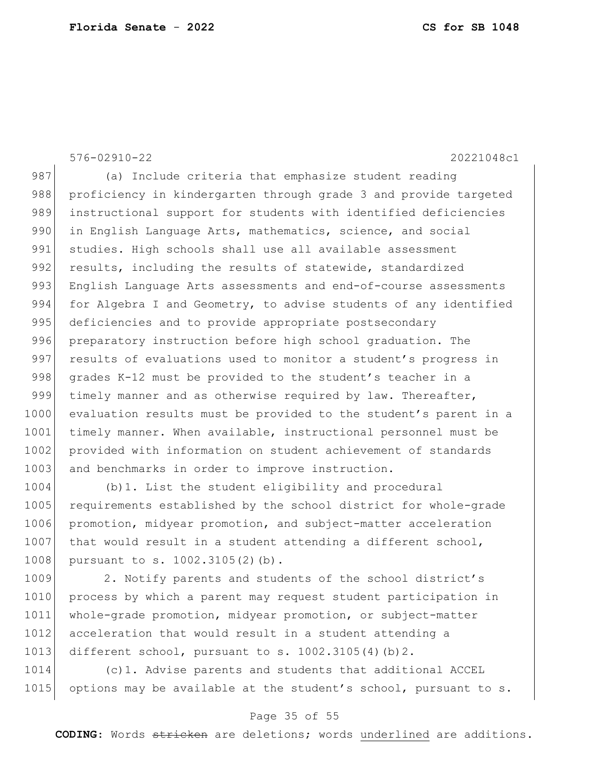(a) Include criteria that emphasize student reading proficiency in kindergarten through grade 3 and provide targeted instructional support for students with identified deficiencies in English Language Arts, mathematics, science, and social studies. High schools shall use all available assessment results, including the results of statewide, standardized English Language Arts assessments and end-of-course assessments for Algebra I and Geometry, to advise students of any identified deficiencies and to provide appropriate postsecondary preparatory instruction before high school graduation. The results of evaluations used to monitor a student's progress in grades K-12 must be provided to the student's teacher in a timely manner and as otherwise required by law. Thereafter, evaluation results must be provided to the student's parent in a timely manner. When available, instructional personnel must be provided with information on student achievement of standards and benchmarks in order to improve instruction.

(b)1. List the student eligibility and procedural requirements established by the school district for whole-grade promotion, midyear promotion, and subject-matter acceleration that would result in a student attending a different school, pursuant to s. 1002.3105(2)(b).

2. Notify parents and students of the school district's process by which a parent may request student participation in whole-grade promotion, midyear promotion, or subject-matter acceleration that would result in a student attending a different school, pursuant to s. 1002.3105(4)(b)2.

(c)1. Advise parents and students that additional ACCEL options may be available at the student's school, pursuant to s.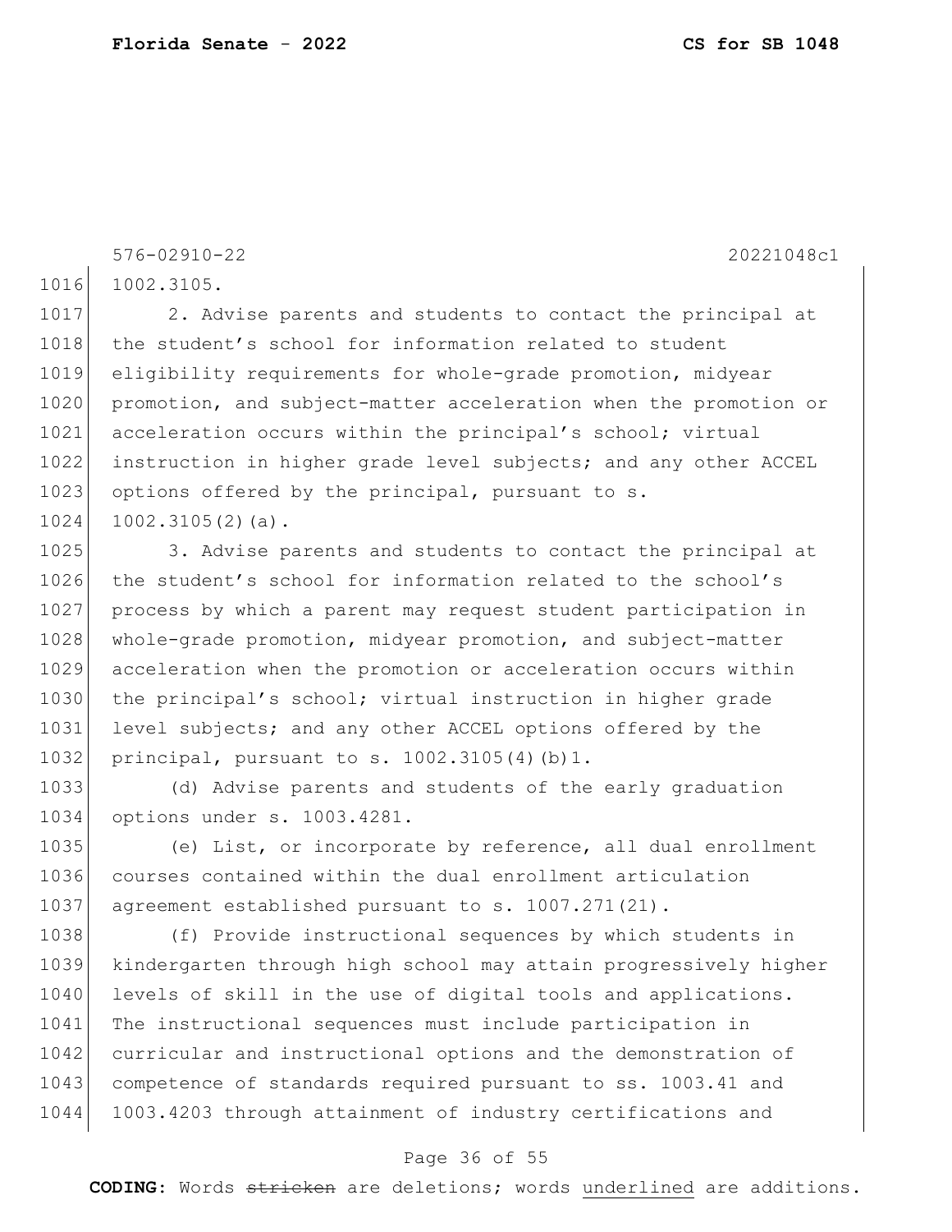1002.3105.

2. Advise parents and students to contact the principal at the student's school for information related to student eligibility requirements for whole-grade promotion, midyear promotion, and subject-matter acceleration when the promotion or acceleration occurs within the principal's school; virtual instruction in higher grade level subjects; and any other ACCEL options offered by the principal, pursuant to s. 1002.3105(2)(a).

3. Advise parents and students to contact the principal at the student's school for information related to the school's process by which a parent may request student participation in whole-grade promotion, midyear promotion, and subject-matter acceleration when the promotion or acceleration occurs within the principal's school; virtual instruction in higher grade level subjects; and any other ACCEL options offered by the principal, pursuant to s. 1002.3105(4)(b)1.

(d) Advise parents and students of the early graduation options under s. 1003.4281.

(e) List, or incorporate by reference, all dual enrollment courses contained within the dual enrollment articulation agreement established pursuant to s. 1007.271(21).

(f) Provide instructional sequences by which students in kindergarten through high school may attain progressively higher levels of skill in the use of digital tools and applications. The instructional sequences must include participation in curricular and instructional options and the demonstration of competence of standards required pursuant to ss. 1003.41 and 1003.4203 through attainment of industry certifications and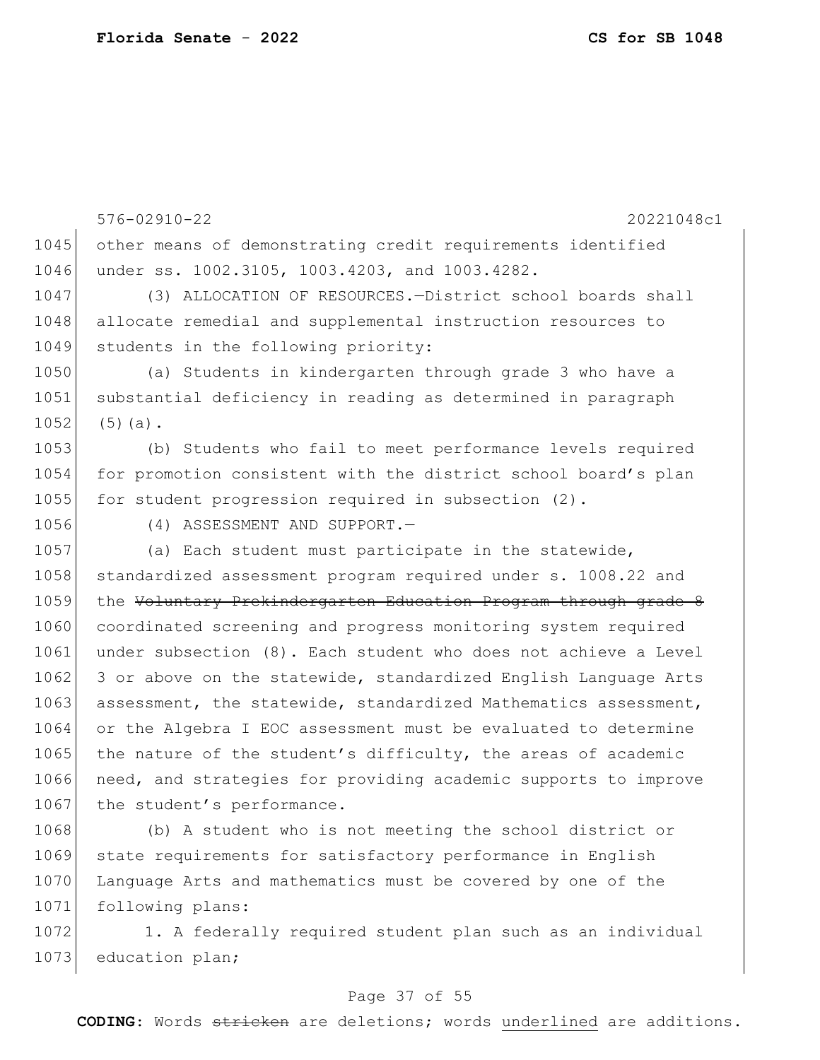other means of demonstrating credit requirements identified under ss. 1002.3105, 1003.4203, and 1003.4282.

(3) ALLOCATION OF RESOURCES.—District school boards shall allocate remedial and supplemental instruction resources to students in the following priority:

(a) Students in kindergarten through grade 3 who have a substantial deficiency in reading as determined in paragraph (5)(a).

(b) Students who fail to meet performance levels required for promotion consistent with the district school board's plan for student progression required in subsection (2).

(4) ASSESSMENT AND SUPPORT.—

(a) Each student must participate in the statewide, standardized assessment program required under s. 1008.22 and the ~~Voluntary Prekindergarten Education Program through grade 8~~ coordinated screening and progress monitoring system required under subsection (8). Each student who does not achieve a Level 3 or above on the statewide, standardized English Language Arts assessment, the statewide, standardized Mathematics assessment, or the Algebra I EOC assessment must be evaluated to determine the nature of the student's difficulty, the areas of academic need, and strategies for providing academic supports to improve the student's performance.

(b) A student who is not meeting the school district or state requirements for satisfactory performance in English Language Arts and mathematics must be covered by one of the following plans:

1. A federally required student plan such as an individual education plan;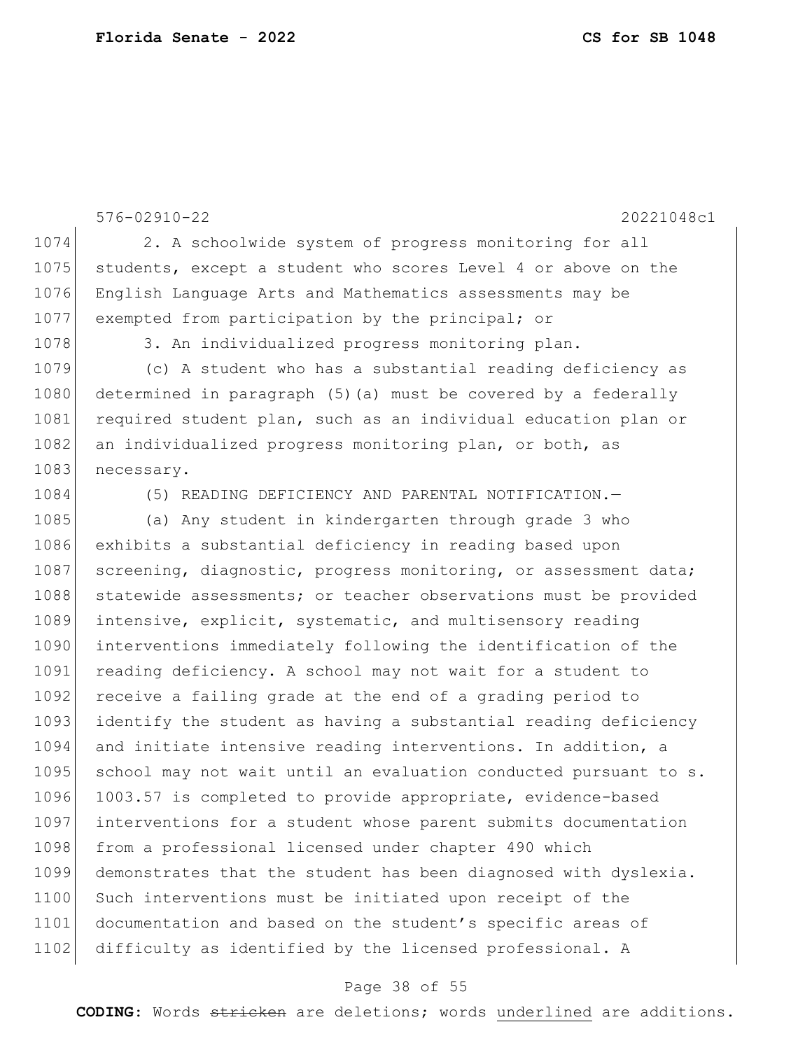2. A schoolwide system of progress monitoring for all students, except a student who scores Level 4 or above on the English Language Arts and Mathematics assessments may be exempted from participation by the principal; or

3. An individualized progress monitoring plan.

(c) A student who has a substantial reading deficiency as determined in paragraph (5)(a) must be covered by a federally required student plan, such as an individual education plan or an individualized progress monitoring plan, or both, as necessary.

(5) READING DEFICIENCY AND PARENTAL NOTIFICATION.—

(a) Any student in kindergarten through grade 3 who exhibits a substantial deficiency in reading based upon screening, diagnostic, progress monitoring, or assessment data; statewide assessments; or teacher observations must be provided intensive, explicit, systematic, and multisensory reading interventions immediately following the identification of the reading deficiency. A school may not wait for a student to receive a failing grade at the end of a grading period to identify the student as having a substantial reading deficiency and initiate intensive reading interventions. In addition, a school may not wait until an evaluation conducted pursuant to s. 1003.57 is completed to provide appropriate, evidence-based interventions for a student whose parent submits documentation from a professional licensed under chapter 490 which demonstrates that the student has been diagnosed with dyslexia. Such interventions must be initiated upon receipt of the documentation and based on the student's specific areas of difficulty as identified by the licensed professional. A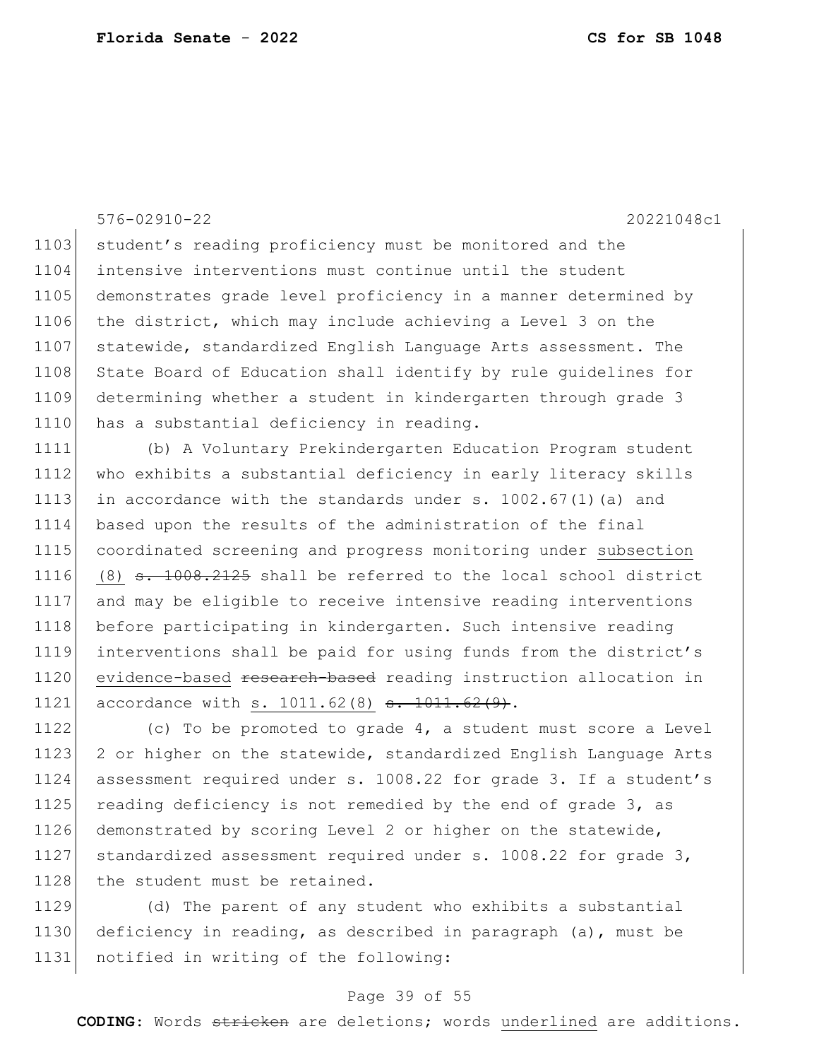student's reading proficiency must be monitored and the intensive interventions must continue until the student demonstrates grade level proficiency in a manner determined by the district, which may include achieving a Level 3 on the statewide, standardized English Language Arts assessment. The State Board of Education shall identify by rule guidelines for determining whether a student in kindergarten through grade 3 has a substantial deficiency in reading.

(b) A Voluntary Prekindergarten Education Program student who exhibits a substantial deficiency in early literacy skills in accordance with the standards under s. 1002.67(1)(a) and based upon the results of the administration of the final coordinated screening and progress monitoring under subsection (8) ~~s. 1008.2125~~ shall be referred to the local school district and may be eligible to receive intensive reading interventions before participating in kindergarten. Such intensive reading interventions shall be paid for using funds from the district's evidence-based ~~research-based~~ reading instruction allocation in accordance with s. 1011.62(8) ~~s. 1011.62(9)~~.

(c) To be promoted to grade 4, a student must score a Level 2 or higher on the statewide, standardized English Language Arts assessment required under s. 1008.22 for grade 3. If a student's reading deficiency is not remedied by the end of grade 3, as demonstrated by scoring Level 2 or higher on the statewide, standardized assessment required under s. 1008.22 for grade 3, the student must be retained.

(d) The parent of any student who exhibits a substantial deficiency in reading, as described in paragraph (a), must be notified in writing of the following: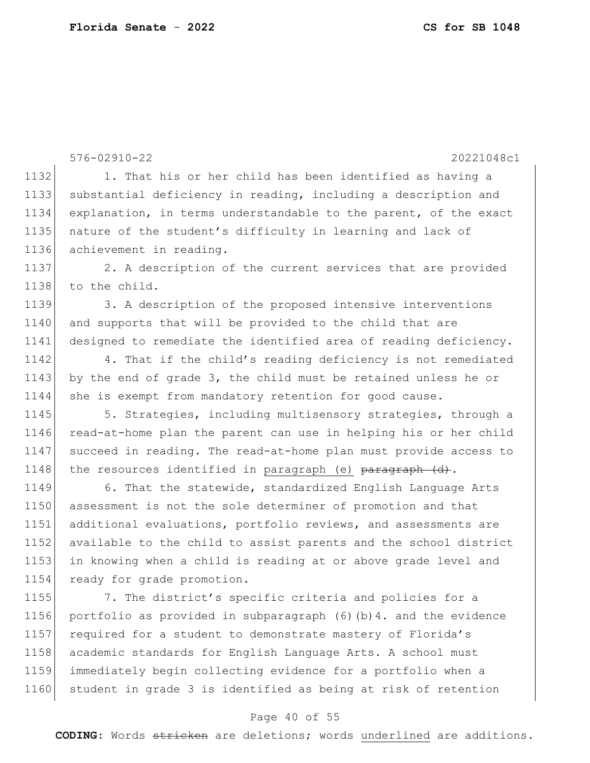576-02910-22 20221048c1

1132 1. That his or her child has been identified as having a
1133 substantial deficiency in reading, including a description and
1134 explanation, in terms understandable to the parent, of the exact
1135 nature of the student's difficulty in learning and lack of
1136 achievement in reading.

1137 2. A description of the current services that are provided
1138 to the child.

1139 3. A description of the proposed intensive interventions
1140 and supports that will be provided to the child that are
1141 designed to remediate the identified area of reading deficiency.

1142 4. That if the child's reading deficiency is not remediated
1143 by the end of grade 3, the child must be retained unless he or
1144 she is exempt from mandatory retention for good cause.

1145 5. Strategies, including multisensory strategies, through a
1146 read-at-home plan the parent can use in helping his or her child
1147 succeed in reading. The read-at-home plan must provide access to
1148 the resources identified in <u>paragraph (e)</u> ~~paragraph (d)~~.

1149 6. That the statewide, standardized English Language Arts
1150 assessment is not the sole determiner of promotion and that
1151 additional evaluations, portfolio reviews, and assessments are
1152 available to the child to assist parents and the school district
1153 in knowing when a child is reading at or above grade level and
1154 ready for grade promotion.

1155 7. The district's specific criteria and policies for a
1156 portfolio as provided in subparagraph (6)(b)4. and the evidence
1157 required for a student to demonstrate mastery of Florida's
1158 academic standards for English Language Arts. A school must
1159 immediately begin collecting evidence for a portfolio when a
1160 student in grade 3 is identified as being at risk of retention

**CODING:** Words ~~stricken~~ are deletions; words <u>underlined</u> are additions.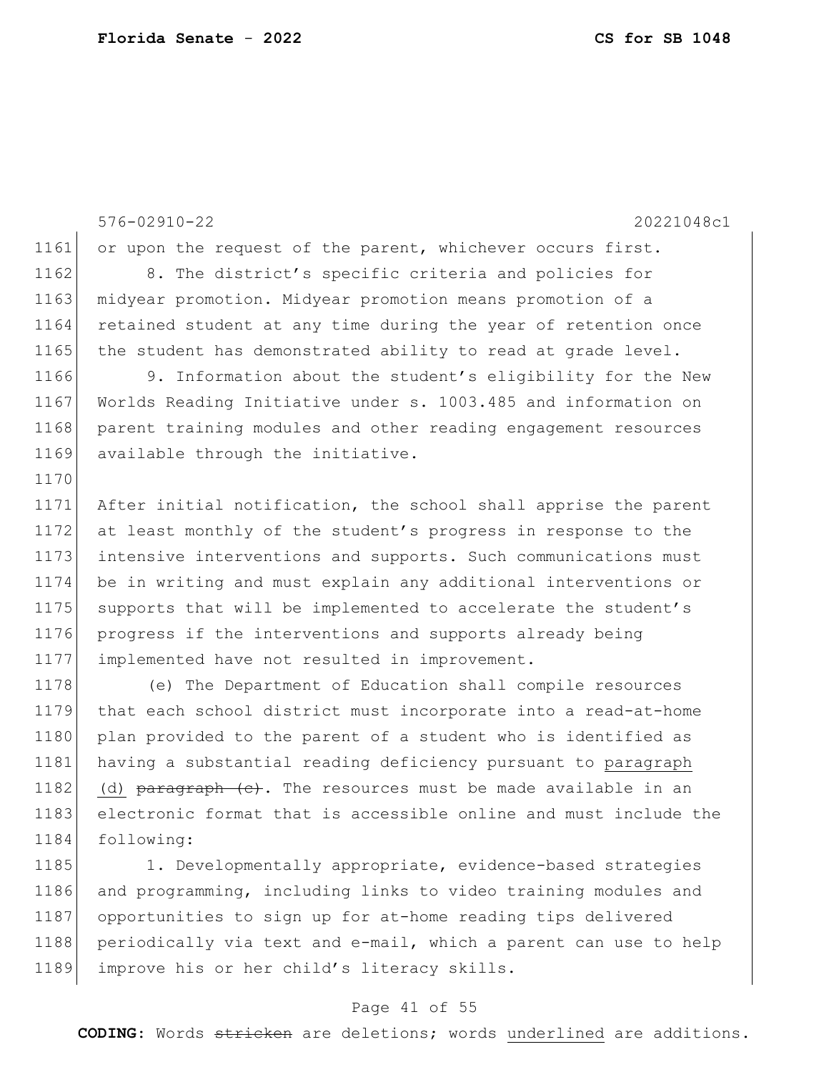576-02910-22 20221048c1

or upon the request of the parent, whichever occurs first.

8. The district's specific criteria and policies for midyear promotion. Midyear promotion means promotion of a retained student at any time during the year of retention once the student has demonstrated ability to read at grade level.

9. Information about the student's eligibility for the New Worlds Reading Initiative under s. 1003.485 and information on parent training modules and other reading engagement resources available through the initiative.

After initial notification, the school shall apprise the parent at least monthly of the student's progress in response to the intensive interventions and supports. Such communications must be in writing and must explain any additional interventions or supports that will be implemented to accelerate the student's progress if the interventions and supports already being implemented have not resulted in improvement.

(e) The Department of Education shall compile resources that each school district must incorporate into a read-at-home plan provided to the parent of a student who is identified as having a substantial reading deficiency pursuant to <u>paragraph (d)</u> ~~paragraph (c)~~. The resources must be made available in an electronic format that is accessible online and must include the following:

1. Developmentally appropriate, evidence-based strategies and programming, including links to video training modules and opportunities to sign up for at-home reading tips delivered periodically via text and e-mail, which a parent can use to help improve his or her child's literacy skills.

**CODING:** Words ~~stricken~~ are deletions; words <u>underlined</u> are additions.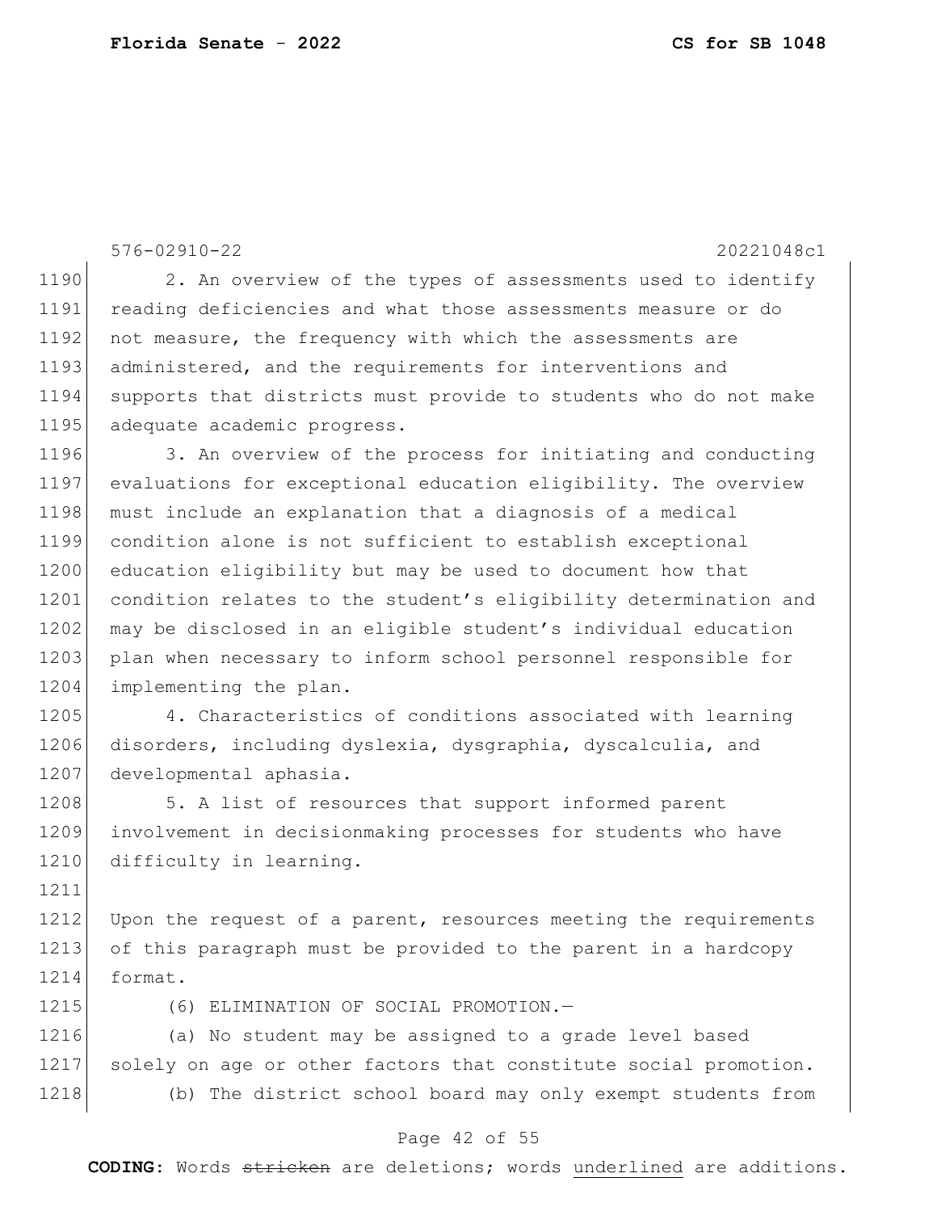2. An overview of the types of assessments used to identify reading deficiencies and what those assessments measure or do not measure, the frequency with which the assessments are administered, and the requirements for interventions and supports that districts must provide to students who do not make adequate academic progress.

3. An overview of the process for initiating and conducting evaluations for exceptional education eligibility. The overview must include an explanation that a diagnosis of a medical condition alone is not sufficient to establish exceptional education eligibility but may be used to document how that condition relates to the student's eligibility determination and may be disclosed in an eligible student's individual education plan when necessary to inform school personnel responsible for implementing the plan.

4. Characteristics of conditions associated with learning disorders, including dyslexia, dysgraphia, dyscalculia, and developmental aphasia.

5. A list of resources that support informed parent involvement in decisionmaking processes for students who have difficulty in learning.

Upon the request of a parent, resources meeting the requirements of this paragraph must be provided to the parent in a hardcopy format.

(6) ELIMINATION OF SOCIAL PROMOTION.—

(a) No student may be assigned to a grade level based solely on age or other factors that constitute social promotion.

(b) The district school board may only exempt students from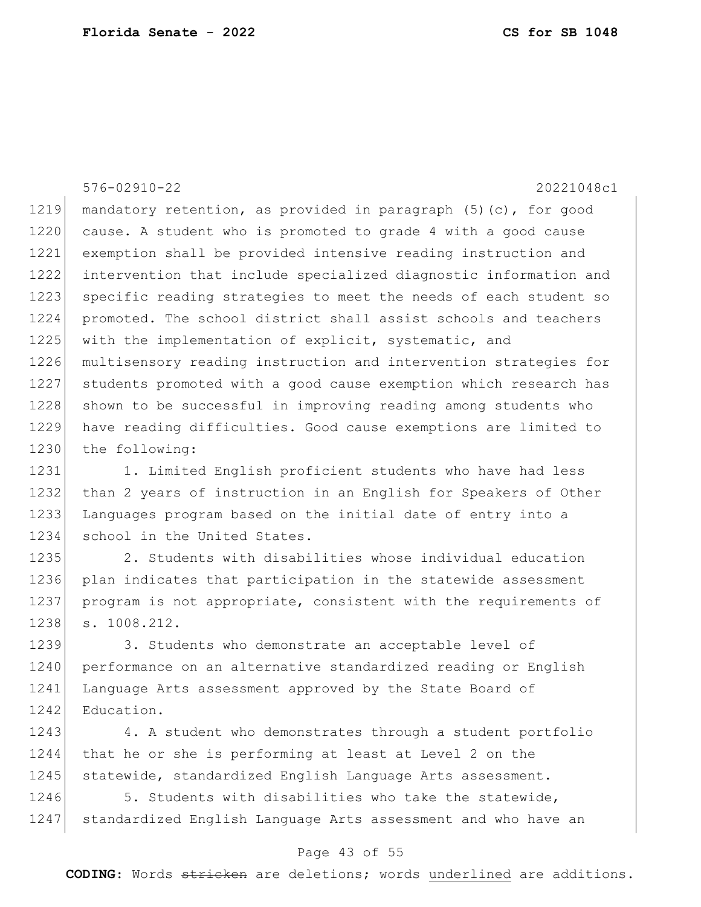mandatory retention, as provided in paragraph (5)(c), for good cause. A student who is promoted to grade 4 with a good cause exemption shall be provided intensive reading instruction and intervention that include specialized diagnostic information and specific reading strategies to meet the needs of each student so promoted. The school district shall assist schools and teachers with the implementation of explicit, systematic, and multisensory reading instruction and intervention strategies for students promoted with a good cause exemption which research has shown to be successful in improving reading among students who have reading difficulties. Good cause exemptions are limited to the following:

1. Limited English proficient students who have had less than 2 years of instruction in an English for Speakers of Other Languages program based on the initial date of entry into a school in the United States.

2. Students with disabilities whose individual education plan indicates that participation in the statewide assessment program is not appropriate, consistent with the requirements of s. 1008.212.

3. Students who demonstrate an acceptable level of performance on an alternative standardized reading or English Language Arts assessment approved by the State Board of Education.

4. A student who demonstrates through a student portfolio that he or she is performing at least at Level 2 on the statewide, standardized English Language Arts assessment.

5. Students with disabilities who take the statewide, standardized English Language Arts assessment and who have an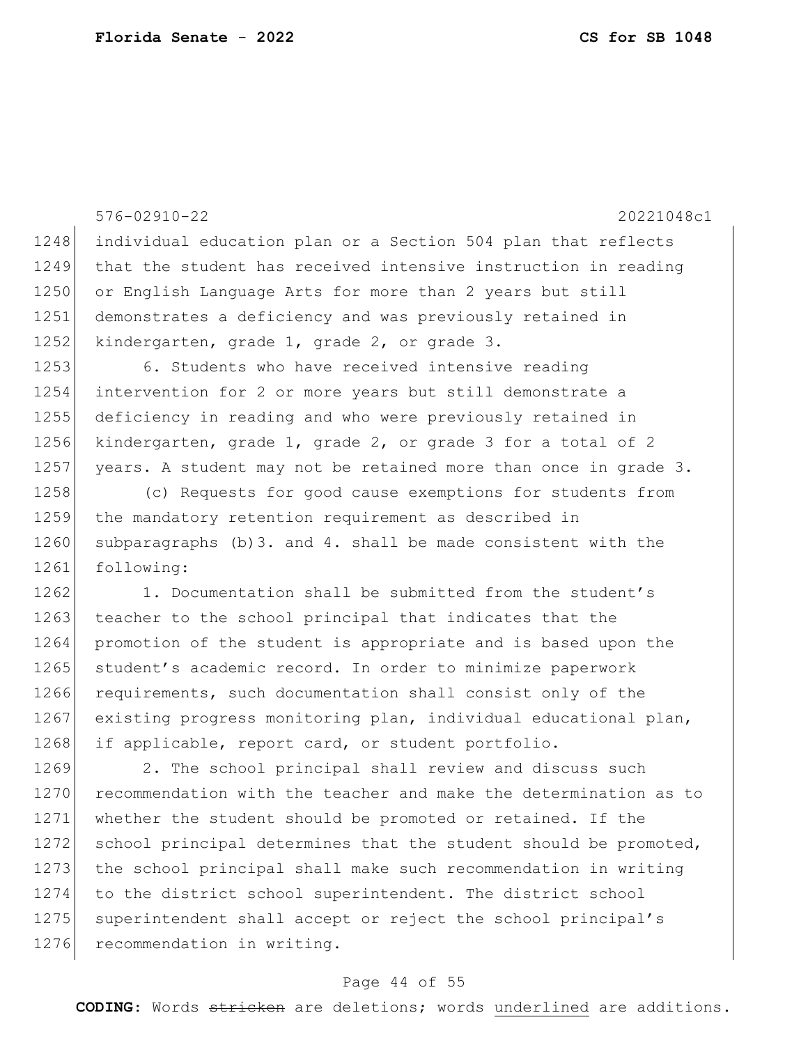individual education plan or a Section 504 plan that reflects that the student has received intensive instruction in reading or English Language Arts for more than 2 years but still demonstrates a deficiency and was previously retained in kindergarten, grade 1, grade 2, or grade 3.

6. Students who have received intensive reading intervention for 2 or more years but still demonstrate a deficiency in reading and who were previously retained in kindergarten, grade 1, grade 2, or grade 3 for a total of 2 years. A student may not be retained more than once in grade 3.

(c) Requests for good cause exemptions for students from the mandatory retention requirement as described in subparagraphs (b)3. and 4. shall be made consistent with the following:

1. Documentation shall be submitted from the student's teacher to the school principal that indicates that the promotion of the student is appropriate and is based upon the student's academic record. In order to minimize paperwork requirements, such documentation shall consist only of the existing progress monitoring plan, individual educational plan, if applicable, report card, or student portfolio.

2. The school principal shall review and discuss such recommendation with the teacher and make the determination as to whether the student should be promoted or retained. If the school principal determines that the student should be promoted, the school principal shall make such recommendation in writing to the district school superintendent. The district school superintendent shall accept or reject the school principal's recommendation in writing.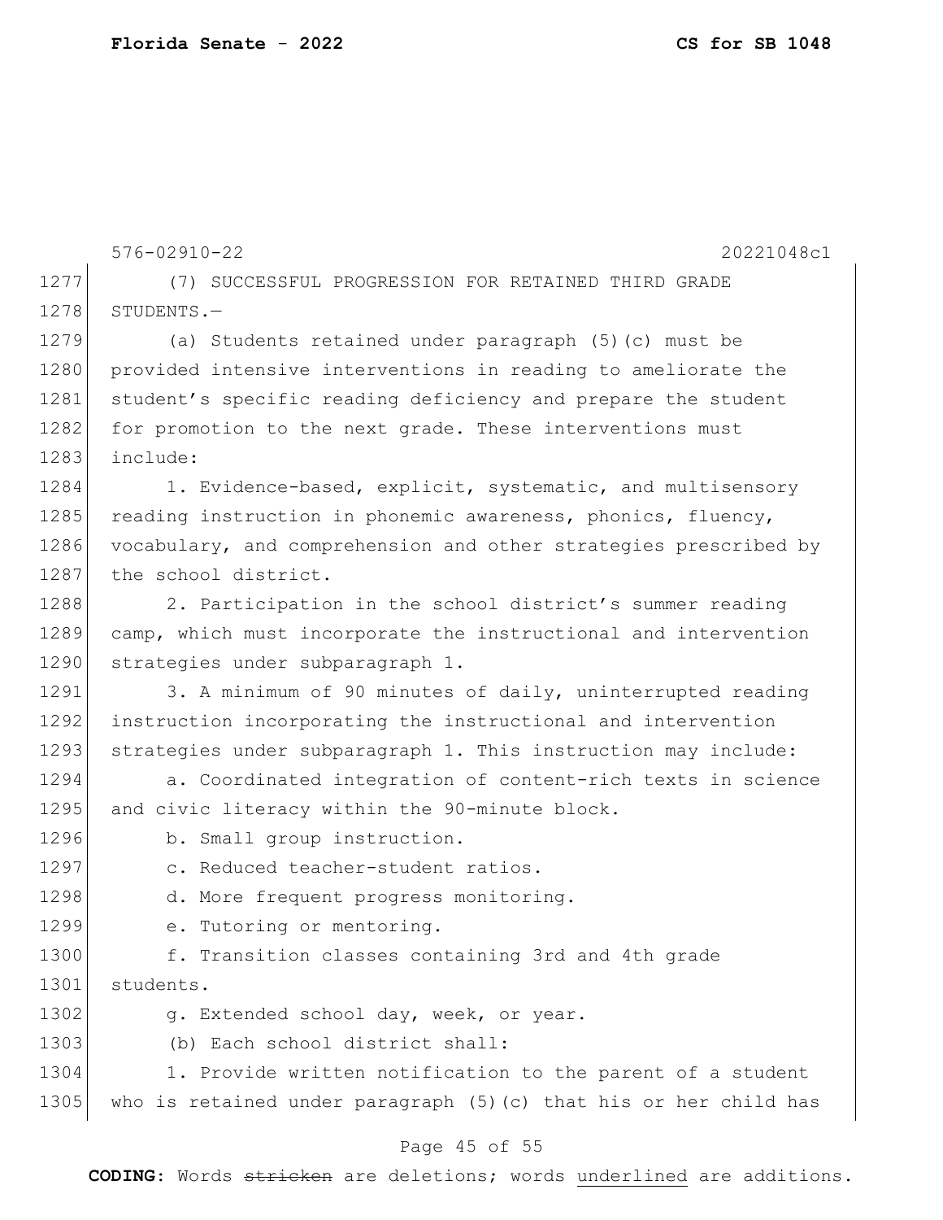(7) SUCCESSFUL PROGRESSION FOR RETAINED THIRD GRADE STUDENTS.—

(a) Students retained under paragraph (5)(c) must be provided intensive interventions in reading to ameliorate the student's specific reading deficiency and prepare the student for promotion to the next grade. These interventions must include:

1. Evidence-based, explicit, systematic, and multisensory reading instruction in phonemic awareness, phonics, fluency, vocabulary, and comprehension and other strategies prescribed by the school district.

2. Participation in the school district's summer reading camp, which must incorporate the instructional and intervention strategies under subparagraph 1.

3. A minimum of 90 minutes of daily, uninterrupted reading instruction incorporating the instructional and intervention strategies under subparagraph 1. This instruction may include:

a. Coordinated integration of content-rich texts in science and civic literacy within the 90-minute block.

b. Small group instruction.

c. Reduced teacher-student ratios.

d. More frequent progress monitoring.

e. Tutoring or mentoring.

f. Transition classes containing 3rd and 4th grade students.

g. Extended school day, week, or year.

(b) Each school district shall:

1. Provide written notification to the parent of a student who is retained under paragraph (5)(c) that his or her child has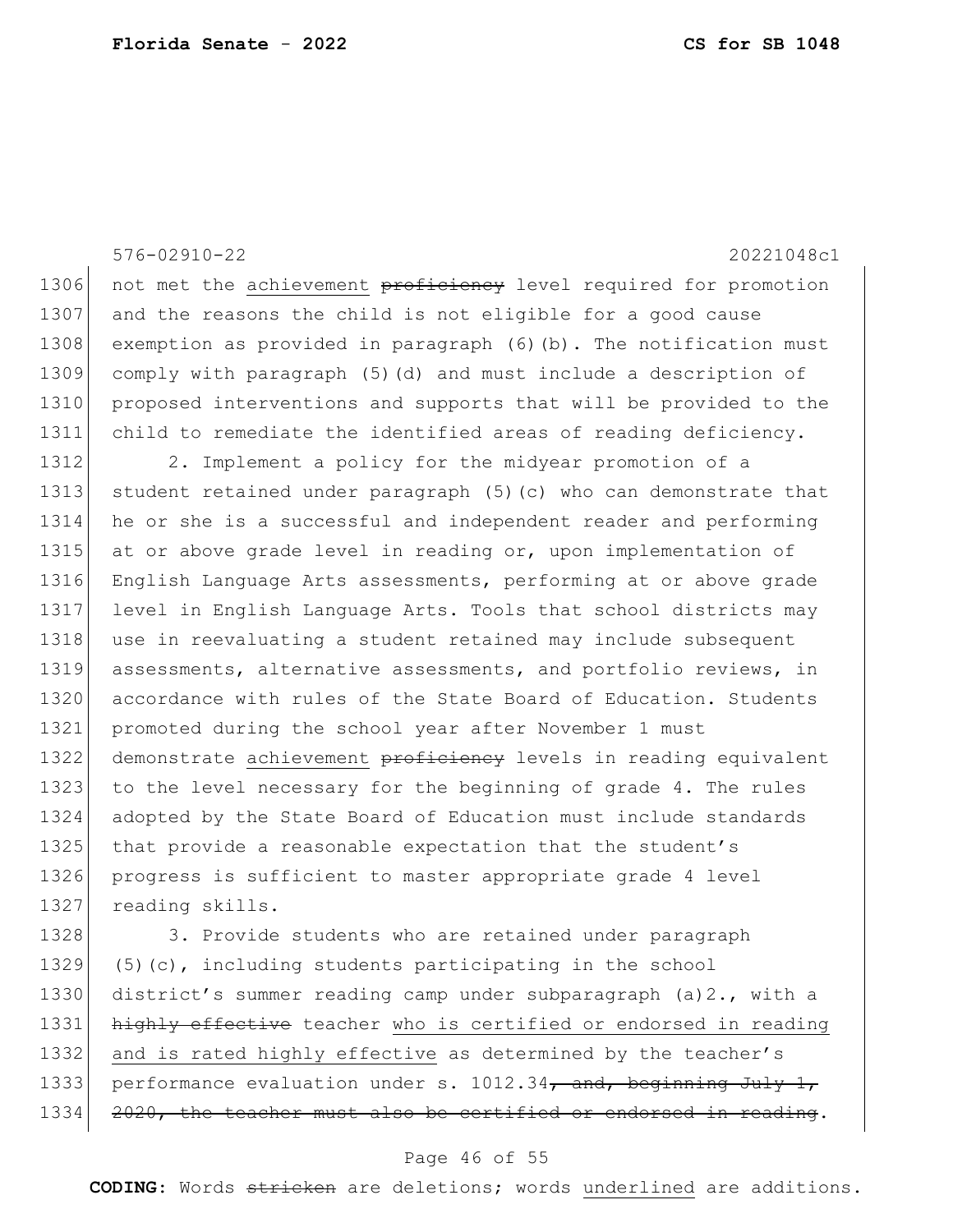576-02910-22 20221048c1

1306 not met the achievement ~~proficiency~~ level required for promotion
1307 and the reasons the child is not eligible for a good cause
1308 exemption as provided in paragraph (6)(b). The notification must
1309 comply with paragraph (5)(d) and must include a description of
1310 proposed interventions and supports that will be provided to the
1311 child to remediate the identified areas of reading deficiency.

1312 2. Implement a policy for the midyear promotion of a
1313 student retained under paragraph (5)(c) who can demonstrate that
1314 he or she is a successful and independent reader and performing
1315 at or above grade level in reading or, upon implementation of
1316 English Language Arts assessments, performing at or above grade
1317 level in English Language Arts. Tools that school districts may
1318 use in reevaluating a student retained may include subsequent
1319 assessments, alternative assessments, and portfolio reviews, in
1320 accordance with rules of the State Board of Education. Students
1321 promoted during the school year after November 1 must
1322 demonstrate achievement ~~proficiency~~ levels in reading equivalent
1323 to the level necessary for the beginning of grade 4. The rules
1324 adopted by the State Board of Education must include standards
1325 that provide a reasonable expectation that the student's
1326 progress is sufficient to master appropriate grade 4 level
1327 reading skills.

1328 3. Provide students who are retained under paragraph
1329 (5)(c), including students participating in the school
1330 district's summer reading camp under subparagraph (a)2., with a
1331 ~~highly effective~~ teacher <u>who is certified or endorsed in reading</u>
1332 <u>and is rated highly effective</u> as determined by the teacher's
1333 performance evaluation under s. 1012.34~~, and, beginning July 1,~~
1334 ~~2020, the teacher must also be certified or endorsed in reading~~.

**CODING:** Words ~~stricken~~ are deletions; words <u>underlined</u> are additions.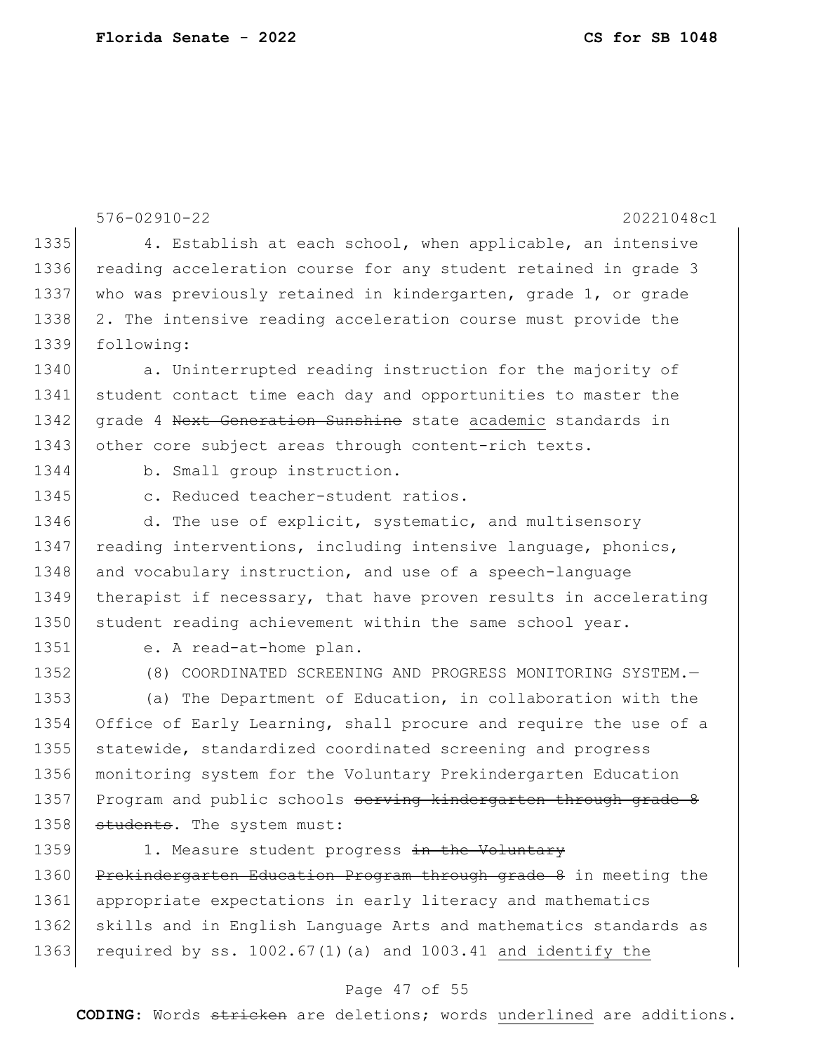4. Establish at each school, when applicable, an intensive reading acceleration course for any student retained in grade 3 who was previously retained in kindergarten, grade 1, or grade 2. The intensive reading acceleration course must provide the following:

a. Uninterrupted reading instruction for the majority of student contact time each day and opportunities to master the grade 4 ~~Next Generation Sunshine~~ state <u>academic</u> standards in other core subject areas through content-rich texts.

b. Small group instruction.

c. Reduced teacher-student ratios.

d. The use of explicit, systematic, and multisensory reading interventions, including intensive language, phonics, and vocabulary instruction, and use of a speech-language therapist if necessary, that have proven results in accelerating student reading achievement within the same school year.

e. A read-at-home plan.

(8) COORDINATED SCREENING AND PROGRESS MONITORING SYSTEM.—

(a) The Department of Education, in collaboration with the Office of Early Learning, shall procure and require the use of a statewide, standardized coordinated screening and progress monitoring system for the Voluntary Prekindergarten Education Program and public schools ~~serving kindergarten through grade 8 students~~. The system must:

1. Measure student progress ~~in the Voluntary Prekindergarten Education Program through grade 8~~ in meeting the appropriate expectations in early literacy and mathematics skills and in English Language Arts and mathematics standards as required by ss. 1002.67(1)(a) and 1003.41 <u>and identify the</u>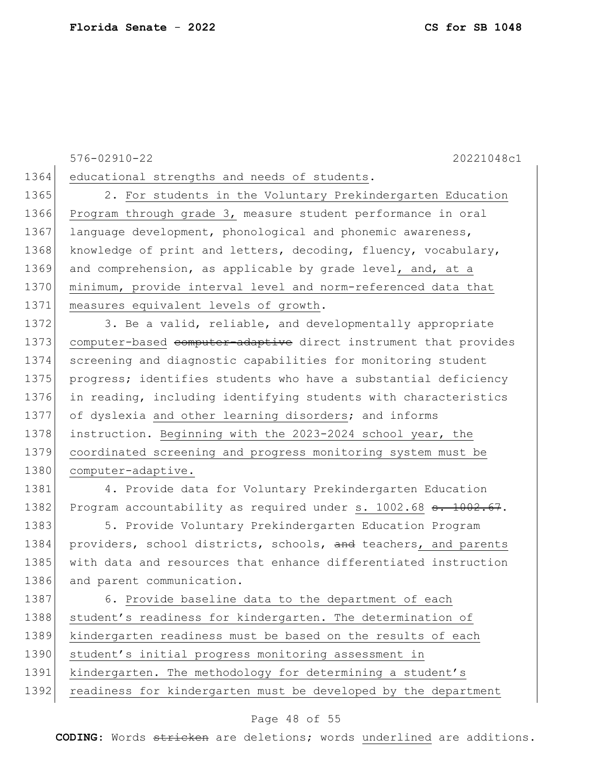educational strengths and needs of students.

2. For students in the Voluntary Prekindergarten Education Program through grade 3, measure student performance in oral language development, phonological and phonemic awareness, knowledge of print and letters, decoding, fluency, vocabulary, and comprehension, as applicable by grade level, and, at a minimum, provide interval level and norm-referenced data that measures equivalent levels of growth.

3. Be a valid, reliable, and developmentally appropriate computer-based ~~computer-adaptive~~ direct instrument that provides screening and diagnostic capabilities for monitoring student progress; identifies students who have a substantial deficiency in reading, including identifying students with characteristics of dyslexia and other learning disorders; and informs instruction. Beginning with the 2023-2024 school year, the coordinated screening and progress monitoring system must be computer-adaptive.

4. Provide data for Voluntary Prekindergarten Education Program accountability as required under s. 1002.68 ~~s. 1002.67~~.

5. Provide Voluntary Prekindergarten Education Program providers, school districts, schools, ~~and~~ teachers, and parents with data and resources that enhance differentiated instruction and parent communication.

6. Provide baseline data to the department of each student's readiness for kindergarten. The determination of kindergarten readiness must be based on the results of each student's initial progress monitoring assessment in kindergarten. The methodology for determining a student's readiness for kindergarten must be developed by the department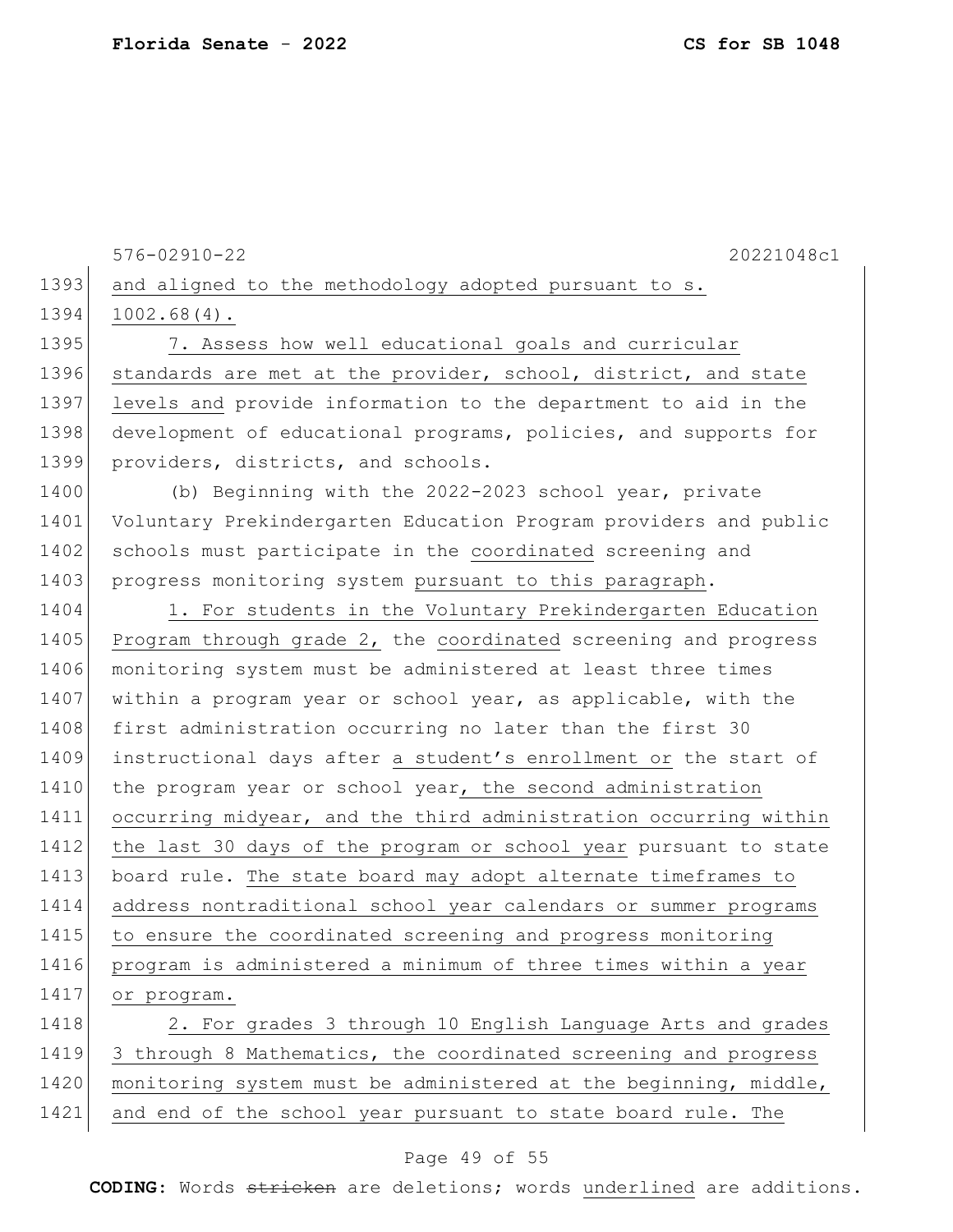and aligned to the methodology adopted pursuant to s. 1002.68(4).

7. Assess how well educational goals and curricular standards are met at the provider, school, district, and state levels and provide information to the department to aid in the development of educational programs, policies, and supports for providers, districts, and schools.

(b) Beginning with the 2022-2023 school year, private Voluntary Prekindergarten Education Program providers and public schools must participate in the coordinated screening and progress monitoring system pursuant to this paragraph.

1. For students in the Voluntary Prekindergarten Education Program through grade 2, the coordinated screening and progress monitoring system must be administered at least three times within a program year or school year, as applicable, with the first administration occurring no later than the first 30 instructional days after a student's enrollment or the start of the program year or school year, the second administration occurring midyear, and the third administration occurring within the last 30 days of the program or school year pursuant to state board rule. The state board may adopt alternate timeframes to address nontraditional school year calendars or summer programs to ensure the coordinated screening and progress monitoring program is administered a minimum of three times within a year or program.

2. For grades 3 through 10 English Language Arts and grades 3 through 8 Mathematics, the coordinated screening and progress monitoring system must be administered at the beginning, middle, and end of the school year pursuant to state board rule. The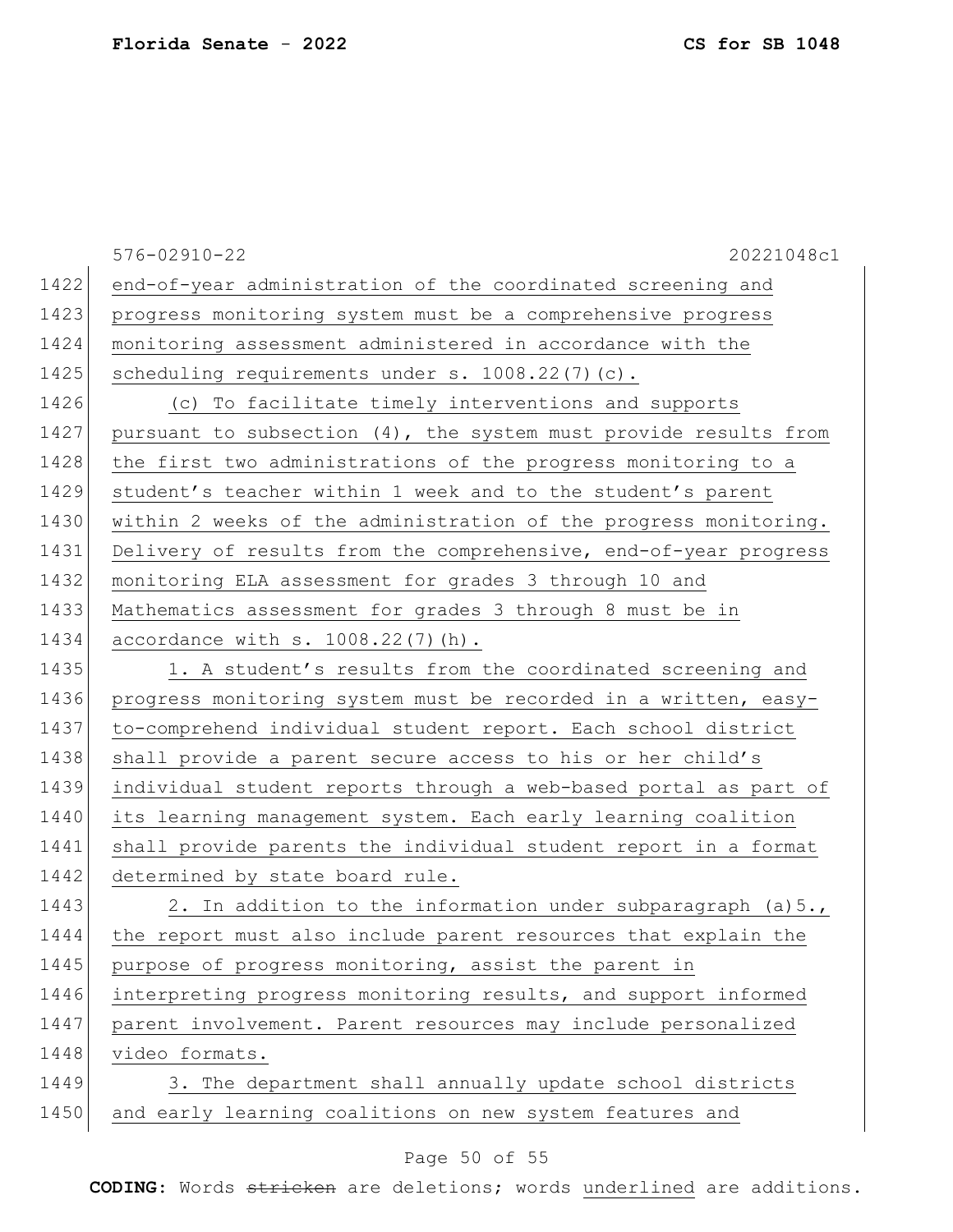576-02910-22 20221048c1

end-of-year administration of the coordinated screening and progress monitoring system must be a comprehensive progress monitoring assessment administered in accordance with the scheduling requirements under s. 1008.22(7)(c).

(c) To facilitate timely interventions and supports pursuant to subsection (4), the system must provide results from the first two administrations of the progress monitoring to a student's teacher within 1 week and to the student's parent within 2 weeks of the administration of the progress monitoring. Delivery of results from the comprehensive, end-of-year progress monitoring ELA assessment for grades 3 through 10 and Mathematics assessment for grades 3 through 8 must be in accordance with s. 1008.22(7)(h).

1. A student's results from the coordinated screening and progress monitoring system must be recorded in a written, easy-to-comprehend individual student report. Each school district shall provide a parent secure access to his or her child's individual student reports through a web-based portal as part of its learning management system. Each early learning coalition shall provide parents the individual student report in a format determined by state board rule.

2. In addition to the information under subparagraph (a)5., the report must also include parent resources that explain the purpose of progress monitoring, assist the parent in interpreting progress monitoring results, and support informed parent involvement. Parent resources may include personalized video formats.

3. The department shall annually update school districts and early learning coalitions on new system features and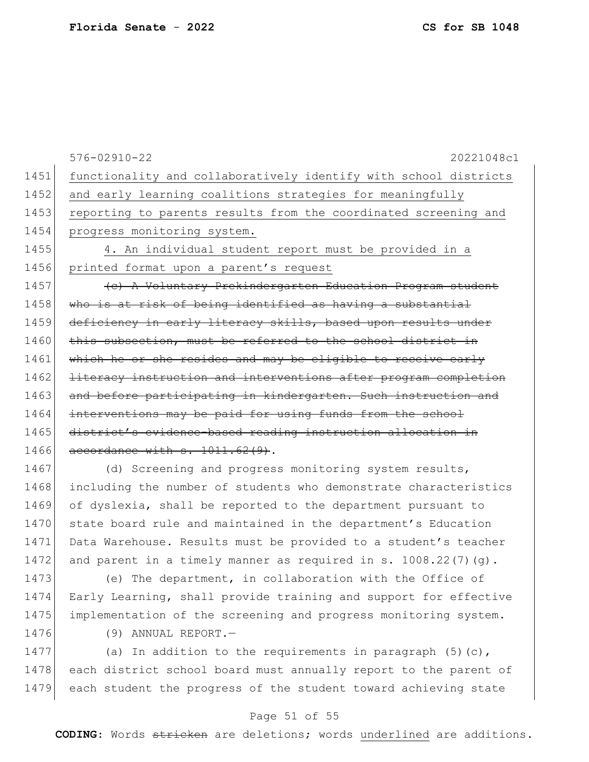functionality and collaboratively identify with school districts and early learning coalitions strategies for meaningfully reporting to parents results from the coordinated screening and progress monitoring system.

4. An individual student report must be provided in a printed format upon a parent's request

~~(c) A Voluntary Prekindergarten Education Program student who is at risk of being identified as having a substantial deficiency in early literacy skills, based upon results under this subsection, must be referred to the school district in which he or she resides and may be eligible to receive early literacy instruction and interventions after program completion and before participating in kindergarten. Such instruction and interventions may be paid for using funds from the school district's evidence-based reading instruction allocation in accordance with s. 1011.62(9).~~

(d) Screening and progress monitoring system results, including the number of students who demonstrate characteristics of dyslexia, shall be reported to the department pursuant to state board rule and maintained in the department's Education Data Warehouse. Results must be provided to a student's teacher and parent in a timely manner as required in s. 1008.22(7)(g).

(e) The department, in collaboration with the Office of Early Learning, shall provide training and support for effective implementation of the screening and progress monitoring system.

(9) ANNUAL REPORT.—

(a) In addition to the requirements in paragraph (5)(c), each district school board must annually report to the parent of each student the progress of the student toward achieving state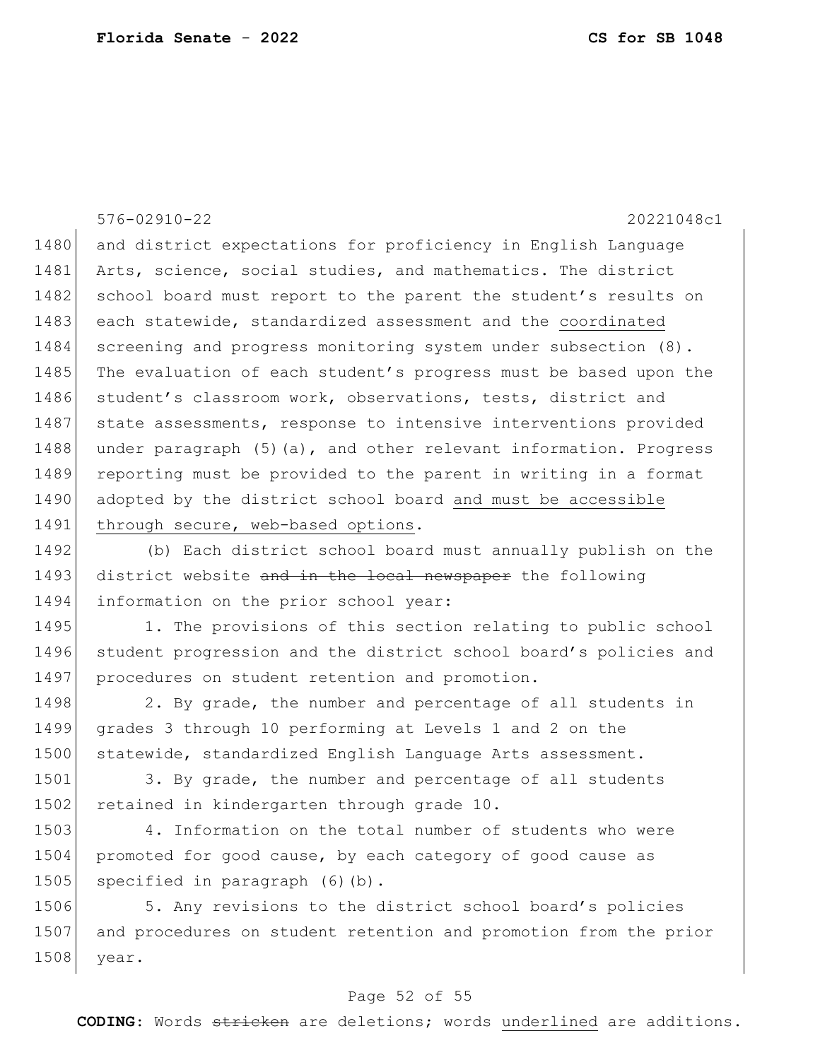and district expectations for proficiency in English Language Arts, science, social studies, and mathematics. The district school board must report to the parent the student's results on each statewide, standardized assessment and the <u>coordinated</u> screening and progress monitoring system under subsection (8). The evaluation of each student's progress must be based upon the student's classroom work, observations, tests, district and state assessments, response to intensive interventions provided under paragraph (5)(a), and other relevant information. Progress reporting must be provided to the parent in writing in a format adopted by the district school board <u>and must be accessible through secure, web-based options</u>.

(b) Each district school board must annually publish on the district website ~~and in the local newspaper~~ the following information on the prior school year:

1. The provisions of this section relating to public school student progression and the district school board's policies and procedures on student retention and promotion.

2. By grade, the number and percentage of all students in grades 3 through 10 performing at Levels 1 and 2 on the statewide, standardized English Language Arts assessment.

3. By grade, the number and percentage of all students retained in kindergarten through grade 10.

4. Information on the total number of students who were promoted for good cause, by each category of good cause as specified in paragraph (6)(b).

5. Any revisions to the district school board's policies and procedures on student retention and promotion from the prior year.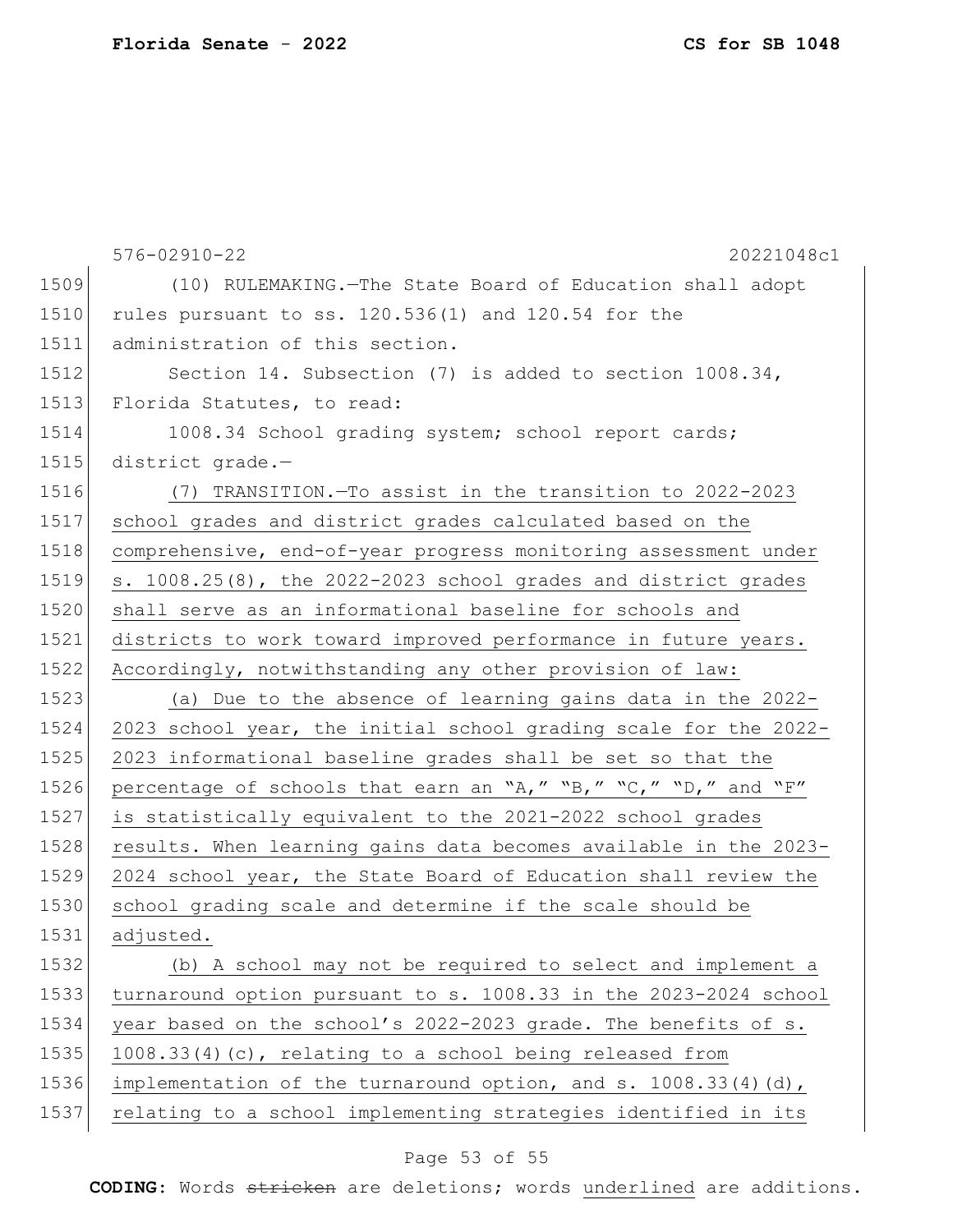(10) RULEMAKING.—The State Board of Education shall adopt rules pursuant to ss. 120.536(1) and 120.54 for the administration of this section.

Section 14. Subsection (7) is added to section 1008.34, Florida Statutes, to read:

1008.34 School grading system; school report cards; district grade.—

<u>(7) TRANSITION.—To assist in the transition to 2022-2023 school grades and district grades calculated based on the comprehensive, end-of-year progress monitoring assessment under s. 1008.25(8), the 2022-2023 school grades and district grades shall serve as an informational baseline for schools and districts to work toward improved performance in future years. Accordingly, notwithstanding any other provision of law:</u>

<u>(a) Due to the absence of learning gains data in the 2022-2023 school year, the initial school grading scale for the 2022-2023 informational baseline grades shall be set so that the percentage of schools that earn an "A," "B," "C," "D," and "F" is statistically equivalent to the 2021-2022 school grades results. When learning gains data becomes available in the 2023-2024 school year, the State Board of Education shall review the school grading scale and determine if the scale should be adjusted.</u>

<u>(b) A school may not be required to select and implement a turnaround option pursuant to s. 1008.33 in the 2023-2024 school year based on the school's 2022-2023 grade. The benefits of s. 1008.33(4)(c), relating to a school being released from implementation of the turnaround option, and s. 1008.33(4)(d), relating to a school implementing strategies identified in its</u>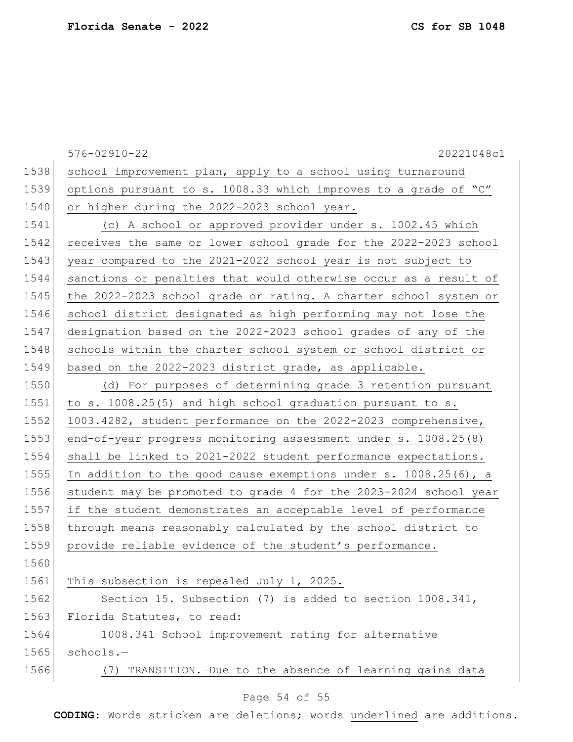school improvement plan, apply to a school using turnaround options pursuant to s. 1008.33 which improves to a grade of "C" or higher during the 2022-2023 school year.

(c) A school or approved provider under s. 1002.45 which receives the same or lower school grade for the 2022-2023 school year compared to the 2021-2022 school year is not subject to sanctions or penalties that would otherwise occur as a result of the 2022-2023 school grade or rating. A charter school system or school district designated as high performing may not lose the designation based on the 2022-2023 school grades of any of the schools within the charter school system or school district or based on the 2022-2023 district grade, as applicable.

(d) For purposes of determining grade 3 retention pursuant to s. 1008.25(5) and high school graduation pursuant to s. 1003.4282, student performance on the 2022-2023 comprehensive, end-of-year progress monitoring assessment under s. 1008.25(8) shall be linked to 2021-2022 student performance expectations. In addition to the good cause exemptions under s. 1008.25(6), a student may be promoted to grade 4 for the 2023-2024 school year if the student demonstrates an acceptable level of performance through means reasonably calculated by the school district to provide reliable evidence of the student's performance.

This subsection is repealed July 1, 2025.

Section 15. Subsection (7) is added to section 1008.341, Florida Statutes, to read:

1008.341 School improvement rating for alternative schools.—

(7) TRANSITION.—Due to the absence of learning gains data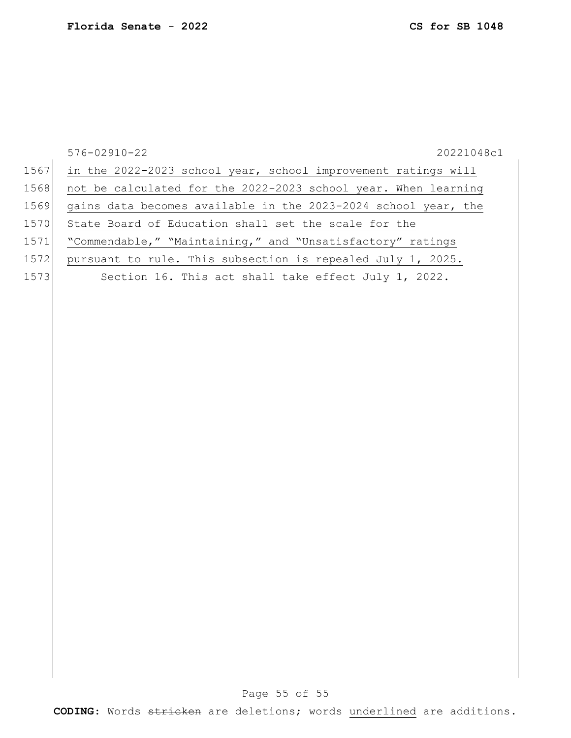576-02910-22 20221048c1

1567 in the 2022-2023 school year, school improvement ratings will
1568 not be calculated for the 2022-2023 school year. When learning
1569 gains data becomes available in the 2023-2024 school year, the
1570 State Board of Education shall set the scale for the
1571 "Commendable," "Maintaining," and "Unsatisfactory" ratings
1572 pursuant to rule. This subsection is repealed July 1, 2025.
1573 Section 16. This act shall take effect July 1, 2022.

**CODING:** Words ~~stricken~~ are deletions; words <u>underlined</u> are additions.